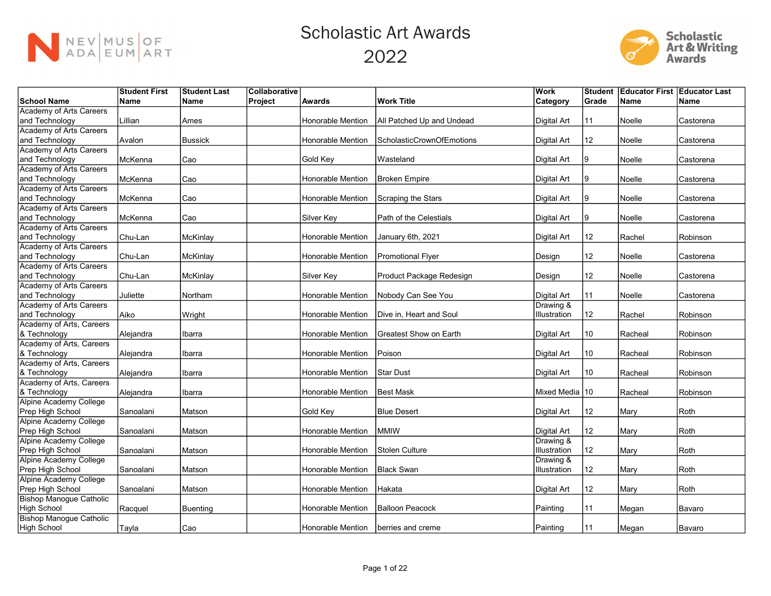# Scholastic Art Awards 2022

| School Name | Student First Name | Student Last Name | Collaborative Project | Awards | Work Title | Work Category | Student Grade | Educator First Name | Educator Last Name |
|---|---|---|---|---|---|---|---|---|---|
| Academy of Arts Careers and Technology | Lillian | Ames | | Honorable Mention | All Patched Up and Undead | Digital Art | 11 | Noelle | Castorena |
| Academy of Arts Careers and Technology | Avalon | Bussick | | Honorable Mention | ScholasticCrownOfEmotions | Digital Art | 12 | Noelle | Castorena |
| Academy of Arts Careers and Technology | McKenna | Cao | | Gold Key | Wasteland | Digital Art | 9 | Noelle | Castorena |
| Academy of Arts Careers and Technology | McKenna | Cao | | Honorable Mention | Broken Empire | Digital Art | 9 | Noelle | Castorena |
| Academy of Arts Careers and Technology | McKenna | Cao | | Honorable Mention | Scraping the Stars | Digital Art | 9 | Noelle | Castorena |
| Academy of Arts Careers and Technology | McKenna | Cao | | Silver Key | Path of the Celestials | Digital Art | 9 | Noelle | Castorena |
| Academy of Arts Careers and Technology | Chu-Lan | McKinlay | | Honorable Mention | January 6th, 2021 | Digital Art | 12 | Rachel | Robinson |
| Academy of Arts Careers and Technology | Chu-Lan | McKinlay | | Honorable Mention | Promotional Flyer | Design | 12 | Noelle | Castorena |
| Academy of Arts Careers and Technology | Chu-Lan | McKinlay | | Silver Key | Product Package Redesign | Design | 12 | Noelle | Castorena |
| Academy of Arts Careers and Technology | Juliette | Northam | | Honorable Mention | Nobody Can See You | Digital Art | 11 | Noelle | Castorena |
| Academy of Arts Careers and Technology | Aiko | Wright | | Honorable Mention | Dive in, Heart and Soul | Drawing & Illustration | 12 | Rachel | Robinson |
| Academy of Arts, Careers & Technology | Alejandra | Ibarra | | Honorable Mention | Greatest Show on Earth | Digital Art | 10 | Racheal | Robinson |
| Academy of Arts, Careers & Technology | Alejandra | Ibarra | | Honorable Mention | Poison | Digital Art | 10 | Racheal | Robinson |
| Academy of Arts, Careers & Technology | Alejandra | Ibarra | | Honorable Mention | Star Dust | Digital Art | 10 | Racheal | Robinson |
| Academy of Arts, Careers & Technology | Alejandra | Ibarra | | Honorable Mention | Best Mask | Mixed Media | 10 | Racheal | Robinson |
| Alpine Academy College Prep High School | Sanoalani | Matson | | Gold Key | Blue Desert | Digital Art | 12 | Mary | Roth |
| Alpine Academy College Prep High School | Sanoalani | Matson | | Honorable Mention | MMIW | Digital Art | 12 | Mary | Roth |
| Alpine Academy College Prep High School | Sanoalani | Matson | | Honorable Mention | Stolen Culture | Drawing & Illustration | 12 | Mary | Roth |
| Alpine Academy College Prep High School | Sanoalani | Matson | | Honorable Mention | Black Swan | Drawing & Illustration | 12 | Mary | Roth |
| Alpine Academy College Prep High School | Sanoalani | Matson | | Honorable Mention | Hakata | Digital Art | 12 | Mary | Roth |
| Bishop Manogue Catholic High School | Racquel | Buenting | | Honorable Mention | Balloon Peacock | Painting | 11 | Megan | Bavaro |
| Bishop Manogue Catholic High School | Tayla | Cao | | Honorable Mention | berries and creme | Painting | 11 | Megan | Bavaro |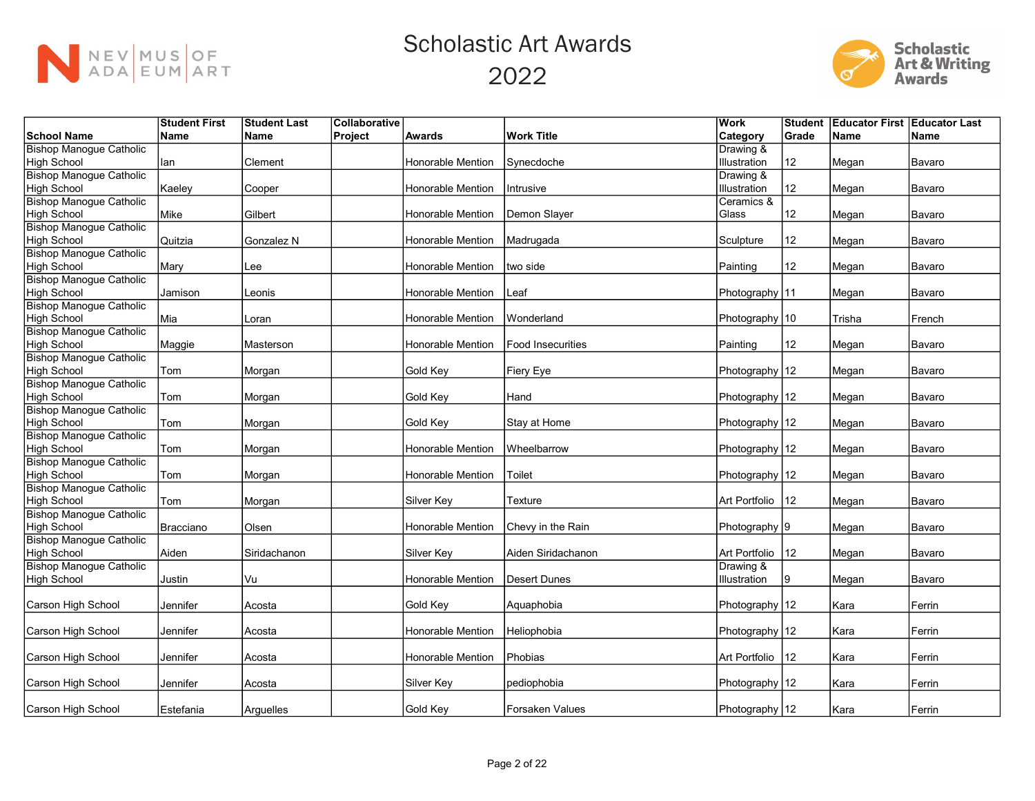# Scholastic Art Awards 2022

| School Name | Student First Name | Student Last Name | Collaborative Project | Awards | Work Title | Work Category | Student Grade | Educator First Name | Educator Last Name |
|---|---|---|---|---|---|---|---|---|---|
| Bishop Manogue Catholic High School | Ian | Clement | | Honorable Mention | Synecdoche | Drawing & Illustration | 12 | Megan | Bavaro |
| Bishop Manogue Catholic High School | Kaeley | Cooper | | Honorable Mention | Intrusive | Drawing & Illustration | 12 | Megan | Bavaro |
| Bishop Manogue Catholic High School | Mike | Gilbert | | Honorable Mention | Demon Slayer | Ceramics & Glass | 12 | Megan | Bavaro |
| Bishop Manogue Catholic High School | Quitzia | Gonzalez N | | Honorable Mention | Madrugada | Sculpture | 12 | Megan | Bavaro |
| Bishop Manogue Catholic High School | Mary | Lee | | Honorable Mention | two side | Painting | 12 | Megan | Bavaro |
| Bishop Manogue Catholic High School | Jamison | Leonis | | Honorable Mention | Leaf | Photography | 11 | Megan | Bavaro |
| Bishop Manogue Catholic High School | Mia | Loran | | Honorable Mention | Wonderland | Photography | 10 | Trisha | French |
| Bishop Manogue Catholic High School | Maggie | Masterson | | Honorable Mention | Food Insecurities | Painting | 12 | Megan | Bavaro |
| Bishop Manogue Catholic High School | Tom | Morgan | | Gold Key | Fiery Eye | Photography | 12 | Megan | Bavaro |
| Bishop Manogue Catholic High School | Tom | Morgan | | Gold Key | Hand | Photography | 12 | Megan | Bavaro |
| Bishop Manogue Catholic High School | Tom | Morgan | | Gold Key | Stay at Home | Photography | 12 | Megan | Bavaro |
| Bishop Manogue Catholic High School | Tom | Morgan | | Honorable Mention | Wheelbarrow | Photography | 12 | Megan | Bavaro |
| Bishop Manogue Catholic High School | Tom | Morgan | | Honorable Mention | Toilet | Photography | 12 | Megan | Bavaro |
| Bishop Manogue Catholic High School | Tom | Morgan | | Silver Key | Texture | Art Portfolio | 12 | Megan | Bavaro |
| Bishop Manogue Catholic High School | Bracciano | Olsen | | Honorable Mention | Chevy in the Rain | Photography | 9 | Megan | Bavaro |
| Bishop Manogue Catholic High School | Aiden | Siridachanon | | Silver Key | Aiden Siridachanon | Art Portfolio | 12 | Megan | Bavaro |
| Bishop Manogue Catholic High School | Justin | Vu | | Honorable Mention | Desert Dunes | Drawing & Illustration | 9 | Megan | Bavaro |
| Carson High School | Jennifer | Acosta | | Gold Key | Aquaphobia | Photography | 12 | Kara | Ferrin |
| Carson High School | Jennifer | Acosta | | Honorable Mention | Heliophobia | Photography | 12 | Kara | Ferrin |
| Carson High School | Jennifer | Acosta | | Honorable Mention | Phobias | Art Portfolio | 12 | Kara | Ferrin |
| Carson High School | Jennifer | Acosta | | Silver Key | pediophobia | Photography | 12 | Kara | Ferrin |
| Carson High School | Estefania | Arguelles | | Gold Key | Forsaken Values | Photography | 12 | Kara | Ferrin |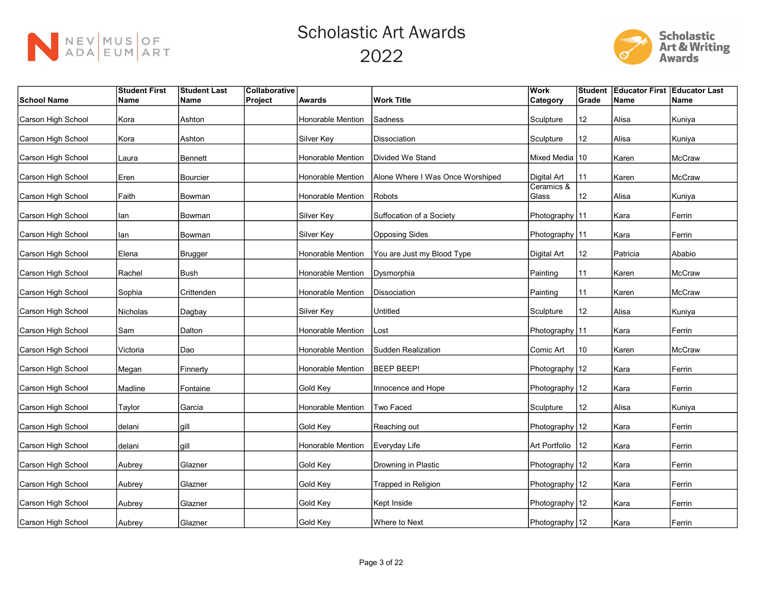# Scholastic Art Awards 2022

| School Name | Student First Name | Student Last Name | Collaborative Project | Awards | Work Title | Work Category | Student Grade | Educator First Name | Educator Last Name |
|---|---|---|---|---|---|---|---|---|---|
| Carson High School | Kora | Ashton | | Honorable Mention | Sadness | Sculpture | 12 | Alisa | Kuniya |
| Carson High School | Kora | Ashton | | Silver Key | Dissociation | Sculpture | 12 | Alisa | Kuniya |
| Carson High School | Laura | Bennett | | Honorable Mention | Divided We Stand | Mixed Media | 10 | Karen | McCraw |
| Carson High School | Eren | Bourcier | | Honorable Mention | Alone Where I Was Once Worshiped | Digital Art | 11 | Karen | McCraw |
| Carson High School | Faith | Bowman | | Honorable Mention | Robots | Ceramics & Glass | 12 | Alisa | Kuniya |
| Carson High School | Ian | Bowman | | Silver Key | Suffocation of a Society | Photography | 11 | Kara | Ferrin |
| Carson High School | Ian | Bowman | | Silver Key | Opposing Sides | Photography | 11 | Kara | Ferrin |
| Carson High School | Elena | Brugger | | Honorable Mention | You are Just my Blood Type | Digital Art | 12 | Patricia | Ababio |
| Carson High School | Rachel | Bush | | Honorable Mention | Dysmorphia | Painting | 11 | Karen | McCraw |
| Carson High School | Sophia | Crittenden | | Honorable Mention | Dissociation | Painting | 11 | Karen | McCraw |
| Carson High School | Nicholas | Dagbay | | Silver Key | Untitled | Sculpture | 12 | Alisa | Kuniya |
| Carson High School | Sam | Dalton | | Honorable Mention | Lost | Photography | 11 | Kara | Ferrin |
| Carson High School | Victoria | Dao | | Honorable Mention | Sudden Realization | Comic Art | 10 | Karen | McCraw |
| Carson High School | Megan | Finnerty | | Honorable Mention | BEEP BEEP! | Photography | 12 | Kara | Ferrin |
| Carson High School | Madline | Fontaine | | Gold Key | Innocence and Hope | Photography | 12 | Kara | Ferrin |
| Carson High School | Taylor | Garcia | | Honorable Mention | Two Faced | Sculpture | 12 | Alisa | Kuniya |
| Carson High School | delani | gill | | Gold Key | Reaching out | Photography | 12 | Kara | Ferrin |
| Carson High School | delani | gill | | Honorable Mention | Everyday Life | Art Portfolio | 12 | Kara | Ferrin |
| Carson High School | Aubrey | Glazner | | Gold Key | Drowning in Plastic | Photography | 12 | Kara | Ferrin |
| Carson High School | Aubrey | Glazner | | Gold Key | Trapped in Religion | Photography | 12 | Kara | Ferrin |
| Carson High School | Aubrey | Glazner | | Gold Key | Kept Inside | Photography | 12 | Kara | Ferrin |
| Carson High School | Aubrey | Glazner | | Gold Key | Where to Next | Photography | 12 | Kara | Ferrin |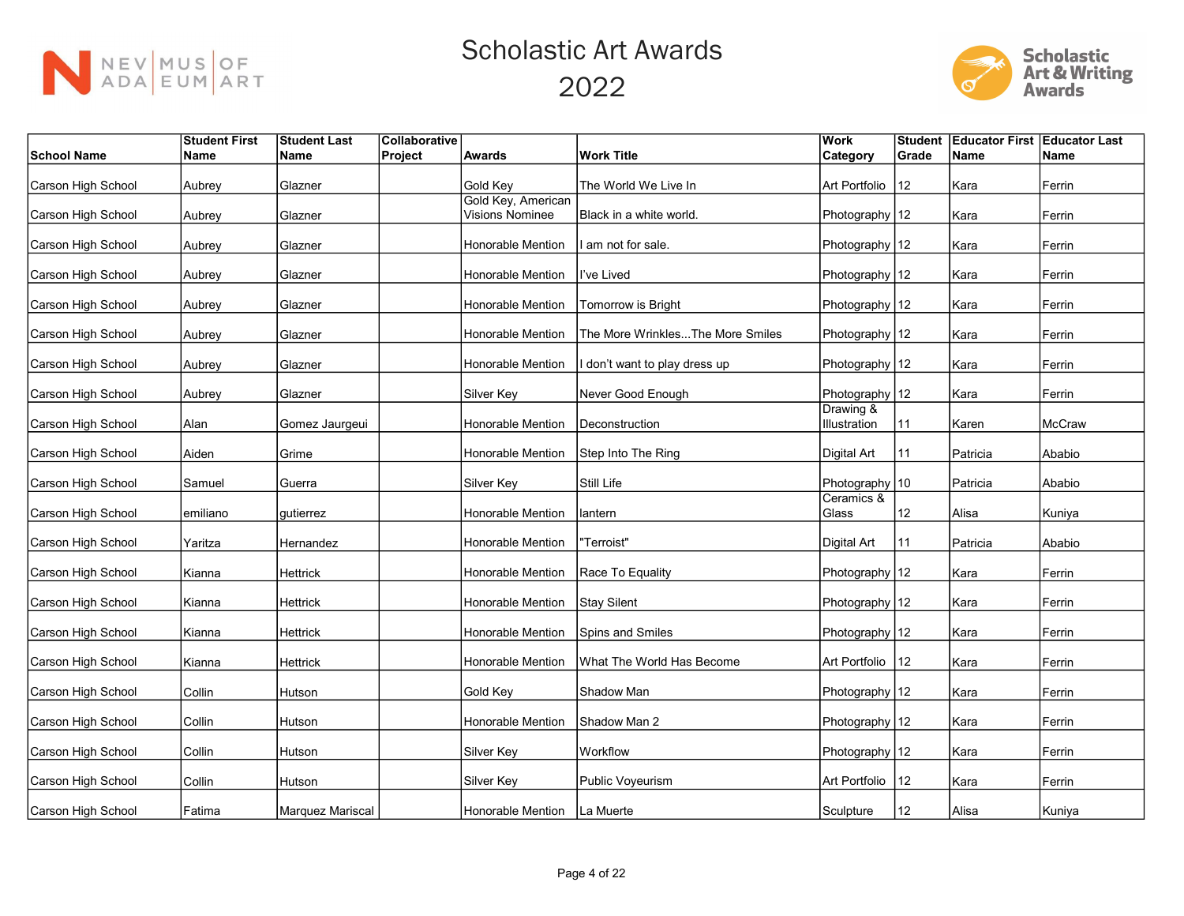# Scholastic Art Awards 2022

| School Name | Student First Name | Student Last Name | Collaborative Project | Awards | Work Title | Work Category | Student Grade | Educator First Name | Educator Last Name |
|---|---|---|---|---|---|---|---|---|---|
| Carson High School | Aubrey | Glazner | | Gold Key | The World We Live In | Art Portfolio | 12 | Kara | Ferrin |
| Carson High School | Aubrey | Glazner | | Gold Key, American Visions Nominee | Black in a white world. | Photography | 12 | Kara | Ferrin |
| Carson High School | Aubrey | Glazner | | Honorable Mention | I am not for sale. | Photography | 12 | Kara | Ferrin |
| Carson High School | Aubrey | Glazner | | Honorable Mention | I've Lived | Photography | 12 | Kara | Ferrin |
| Carson High School | Aubrey | Glazner | | Honorable Mention | Tomorrow is Bright | Photography | 12 | Kara | Ferrin |
| Carson High School | Aubrey | Glazner | | Honorable Mention | The More Wrinkles...The More Smiles | Photography | 12 | Kara | Ferrin |
| Carson High School | Aubrey | Glazner | | Honorable Mention | I don't want to play dress up | Photography | 12 | Kara | Ferrin |
| Carson High School | Aubrey | Glazner | | Silver Key | Never Good Enough | Photography | 12 | Kara | Ferrin |
| Carson High School | Alan | Gomez Jaurgeui | | Honorable Mention | Deconstruction | Drawing & Illustration | 11 | Karen | McCraw |
| Carson High School | Aiden | Grime | | Honorable Mention | Step Into The Ring | Digital Art | 11 | Patricia | Ababio |
| Carson High School | Samuel | Guerra | | Silver Key | Still Life | Photography | 10 | Patricia | Ababio |
| Carson High School | emiliano | gutierrez | | Honorable Mention | lantern | Ceramics & Glass | 12 | Alisa | Kuniya |
| Carson High School | Yaritza | Hernandez | | Honorable Mention | "Terroist" | Digital Art | 11 | Patricia | Ababio |
| Carson High School | Kianna | Hettrick | | Honorable Mention | Race To Equality | Photography | 12 | Kara | Ferrin |
| Carson High School | Kianna | Hettrick | | Honorable Mention | Stay Silent | Photography | 12 | Kara | Ferrin |
| Carson High School | Kianna | Hettrick | | Honorable Mention | Spins and Smiles | Photography | 12 | Kara | Ferrin |
| Carson High School | Kianna | Hettrick | | Honorable Mention | What The World Has Become | Art Portfolio | 12 | Kara | Ferrin |
| Carson High School | Collin | Hutson | | Gold Key | Shadow Man | Photography | 12 | Kara | Ferrin |
| Carson High School | Collin | Hutson | | Honorable Mention | Shadow Man 2 | Photography | 12 | Kara | Ferrin |
| Carson High School | Collin | Hutson | | Silver Key | Workflow | Photography | 12 | Kara | Ferrin |
| Carson High School | Collin | Hutson | | Silver Key | Public Voyeurism | Art Portfolio | 12 | Kara | Ferrin |
| Carson High School | Fatima | Marquez Mariscal | | Honorable Mention | La Muerte | Sculpture | 12 | Alisa | Kuniya |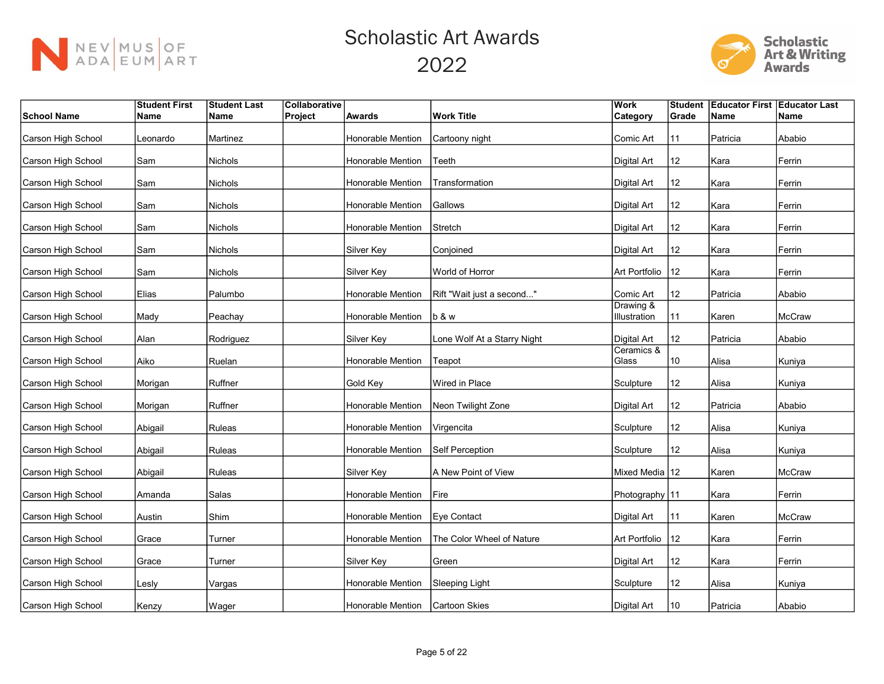# Scholastic Art Awards 2022

| School Name | Student First Name | Student Last Name | Collaborative Project | Awards | Work Title | Work Category | Student Grade | Educator First Name | Educator Last Name |
|---|---|---|---|---|---|---|---|---|---|
| Carson High School | Leonardo | Martinez | | Honorable Mention | Cartoony night | Comic Art | 11 | Patricia | Ababio |
| Carson High School | Sam | Nichols | | Honorable Mention | Teeth | Digital Art | 12 | Kara | Ferrin |
| Carson High School | Sam | Nichols | | Honorable Mention | Transformation | Digital Art | 12 | Kara | Ferrin |
| Carson High School | Sam | Nichols | | Honorable Mention | Gallows | Digital Art | 12 | Kara | Ferrin |
| Carson High School | Sam | Nichols | | Honorable Mention | Stretch | Digital Art | 12 | Kara | Ferrin |
| Carson High School | Sam | Nichols | | Silver Key | Conjoined | Digital Art | 12 | Kara | Ferrin |
| Carson High School | Sam | Nichols | | Silver Key | World of Horror | Art Portfolio | 12 | Kara | Ferrin |
| Carson High School | Elias | Palumbo | | Honorable Mention | Rift "Wait just a second..." | Comic Art | 12 | Patricia | Ababio |
| Carson High School | Mady | Peachay | | Honorable Mention | b & w | Drawing & Illustration | 11 | Karen | McCraw |
| Carson High School | Alan | Rodriguez | | Silver Key | Lone Wolf At a Starry Night | Digital Art | 12 | Patricia | Ababio |
| Carson High School | Aiko | Ruelan | | Honorable Mention | Teapot | Ceramics & Glass | 10 | Alisa | Kuniya |
| Carson High School | Morigan | Ruffner | | Gold Key | Wired in Place | Sculpture | 12 | Alisa | Kuniya |
| Carson High School | Morigan | Ruffner | | Honorable Mention | Neon Twilight Zone | Digital Art | 12 | Patricia | Ababio |
| Carson High School | Abigail | Ruleas | | Honorable Mention | Virgencita | Sculpture | 12 | Alisa | Kuniya |
| Carson High School | Abigail | Ruleas | | Honorable Mention | Self Perception | Sculpture | 12 | Alisa | Kuniya |
| Carson High School | Abigail | Ruleas | | Silver Key | A New Point of View | Mixed Media | 12 | Karen | McCraw |
| Carson High School | Amanda | Salas | | Honorable Mention | Fire | Photography | 11 | Kara | Ferrin |
| Carson High School | Austin | Shim | | Honorable Mention | Eye Contact | Digital Art | 11 | Karen | McCraw |
| Carson High School | Grace | Turner | | Honorable Mention | The Color Wheel of Nature | Art Portfolio | 12 | Kara | Ferrin |
| Carson High School | Grace | Turner | | Silver Key | Green | Digital Art | 12 | Kara | Ferrin |
| Carson High School | Lesly | Vargas | | Honorable Mention | Sleeping Light | Sculpture | 12 | Alisa | Kuniya |
| Carson High School | Kenzy | Wager | | Honorable Mention | Cartoon Skies | Digital Art | 10 | Patricia | Ababio |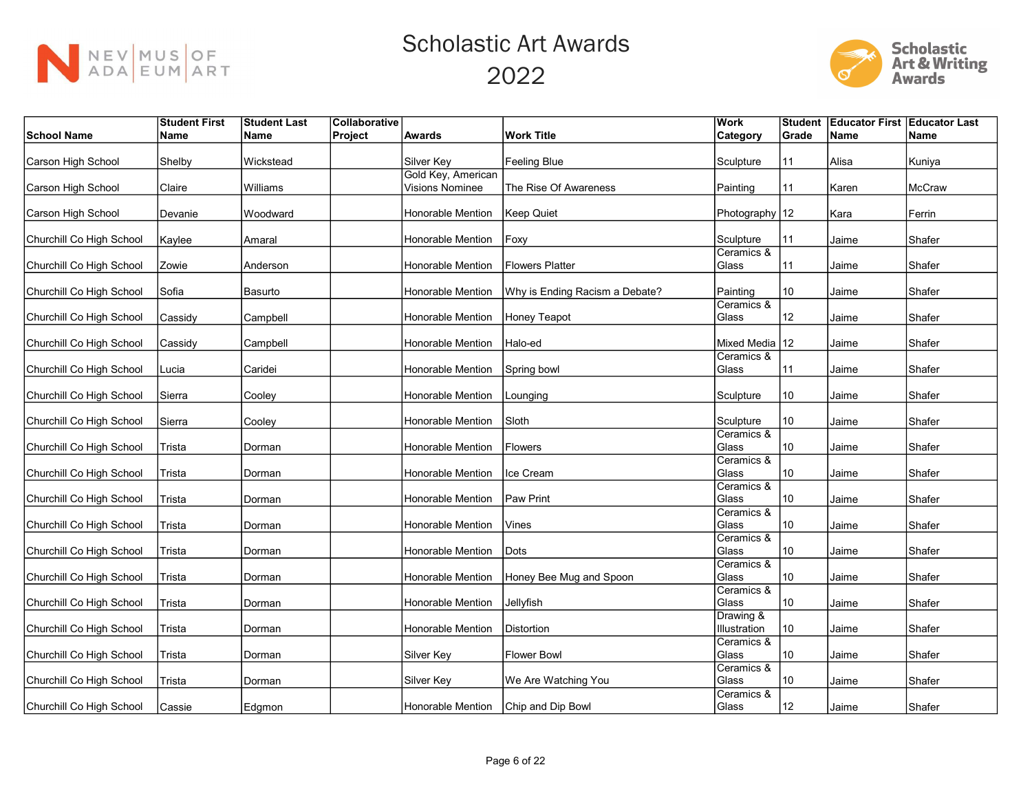# Scholastic Art Awards 2022

| School Name | Student First Name | Student Last Name | Collaborative Project | Awards | Work Title | Work Category | Student Grade | Educator First Name | Educator Last Name |
|---|---|---|---|---|---|---|---|---|---|
| Carson High School | Shelby | Wickstead | | Silver Key | Feeling Blue | Sculpture | 11 | Alisa | Kuniya |
| Carson High School | Claire | Williams | | Gold Key, American Visions Nominee | The Rise Of Awareness | Painting | 11 | Karen | McCraw |
| Carson High School | Devanie | Woodward | | Honorable Mention | Keep Quiet | Photography | 12 | Kara | Ferrin |
| Churchill Co High School | Kaylee | Amaral | | Honorable Mention | Foxy | Sculpture | 11 | Jaime | Shafer |
| Churchill Co High School | Zowie | Anderson | | Honorable Mention | Flowers Platter | Ceramics & Glass | 11 | Jaime | Shafer |
| Churchill Co High School | Sofia | Basurto | | Honorable Mention | Why is Ending Racism a Debate? | Painting | 10 | Jaime | Shafer |
| Churchill Co High School | Cassidy | Campbell | | Honorable Mention | Honey Teapot | Ceramics & Glass | 12 | Jaime | Shafer |
| Churchill Co High School | Cassidy | Campbell | | Honorable Mention | Halo-ed | Mixed Media | 12 | Jaime | Shafer |
| Churchill Co High School | Lucia | Caridei | | Honorable Mention | Spring bowl | Ceramics & Glass | 11 | Jaime | Shafer |
| Churchill Co High School | Sierra | Cooley | | Honorable Mention | Lounging | Sculpture | 10 | Jaime | Shafer |
| Churchill Co High School | Sierra | Cooley | | Honorable Mention | Sloth | Sculpture | 10 | Jaime | Shafer |
| Churchill Co High School | Trista | Dorman | | Honorable Mention | Flowers | Ceramics & Glass | 10 | Jaime | Shafer |
| Churchill Co High School | Trista | Dorman | | Honorable Mention | Ice Cream | Ceramics & Glass | 10 | Jaime | Shafer |
| Churchill Co High School | Trista | Dorman | | Honorable Mention | Paw Print | Ceramics & Glass | 10 | Jaime | Shafer |
| Churchill Co High School | Trista | Dorman | | Honorable Mention | Vines | Ceramics & Glass | 10 | Jaime | Shafer |
| Churchill Co High School | Trista | Dorman | | Honorable Mention | Dots | Ceramics & Glass | 10 | Jaime | Shafer |
| Churchill Co High School | Trista | Dorman | | Honorable Mention | Honey Bee Mug and Spoon | Ceramics & Glass | 10 | Jaime | Shafer |
| Churchill Co High School | Trista | Dorman | | Honorable Mention | Jellyfish | Ceramics & Glass | 10 | Jaime | Shafer |
| Churchill Co High School | Trista | Dorman | | Honorable Mention | Distortion | Drawing & Illustration | 10 | Jaime | Shafer |
| Churchill Co High School | Trista | Dorman | | Silver Key | Flower Bowl | Ceramics & Glass | 10 | Jaime | Shafer |
| Churchill Co High School | Trista | Dorman | | Silver Key | We Are Watching You | Ceramics & Glass | 10 | Jaime | Shafer |
| Churchill Co High School | Cassie | Edgmon | | Honorable Mention | Chip and Dip Bowl | Ceramics & Glass | 12 | Jaime | Shafer |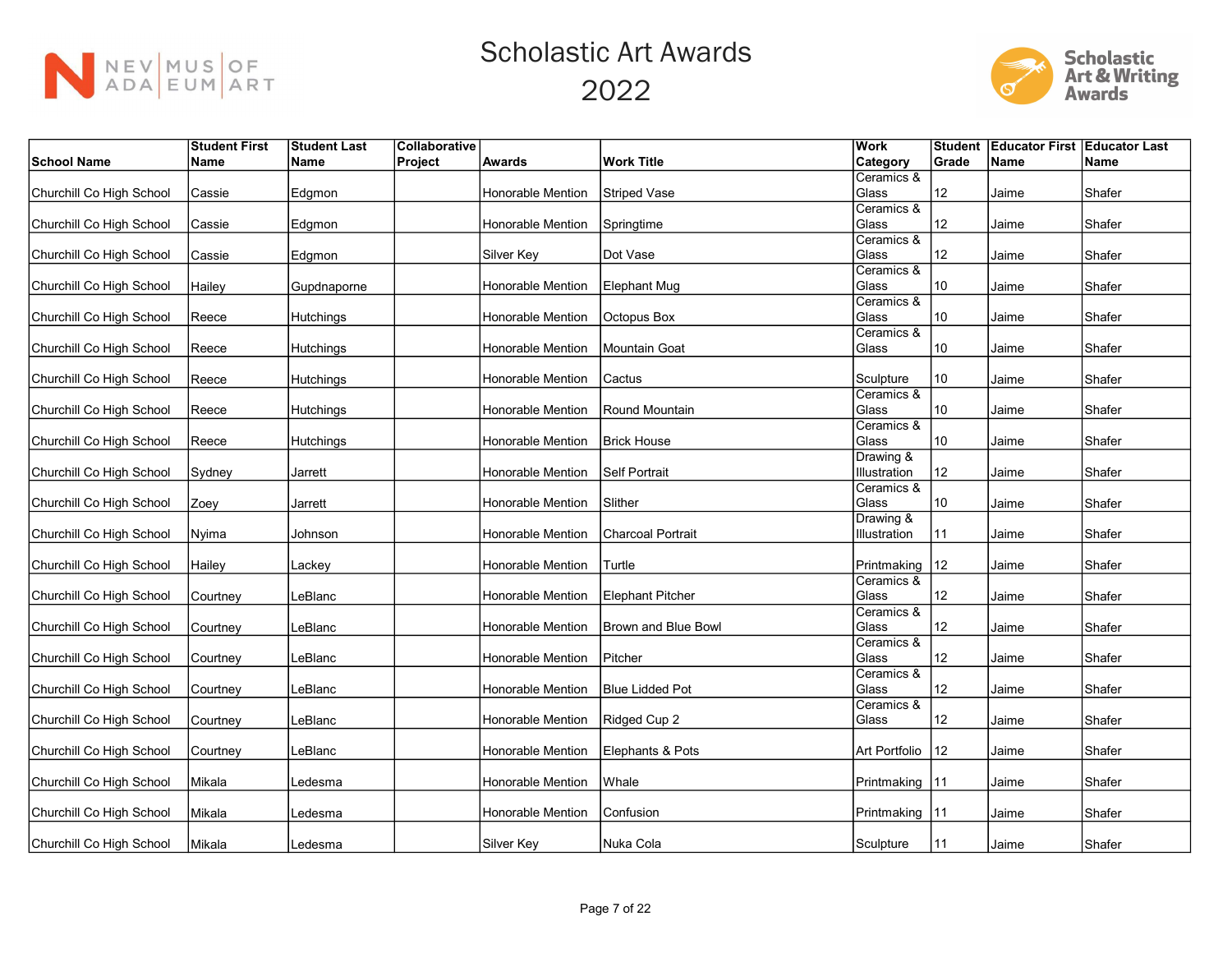# Scholastic Art Awards 2022

| School Name | Student First Name | Student Last Name | Collaborative Project | Awards | Work Title | Work Category | Student Grade | Educator First Name | Educator Last Name |
|---|---|---|---|---|---|---|---|---|---|
| Churchill Co High School | Cassie | Edgmon | | Honorable Mention | Striped Vase | Ceramics & Glass | 12 | Jaime | Shafer |
| Churchill Co High School | Cassie | Edgmon | | Honorable Mention | Springtime | Ceramics & Glass | 12 | Jaime | Shafer |
| Churchill Co High School | Cassie | Edgmon | | Silver Key | Dot Vase | Ceramics & Glass | 12 | Jaime | Shafer |
| Churchill Co High School | Hailey | Gupdnaporne | | Honorable Mention | Elephant Mug | Ceramics & Glass | 10 | Jaime | Shafer |
| Churchill Co High School | Reece | Hutchings | | Honorable Mention | Octopus Box | Ceramics & Glass | 10 | Jaime | Shafer |
| Churchill Co High School | Reece | Hutchings | | Honorable Mention | Mountain Goat | Ceramics & Glass | 10 | Jaime | Shafer |
| Churchill Co High School | Reece | Hutchings | | Honorable Mention | Cactus | Sculpture | 10 | Jaime | Shafer |
| Churchill Co High School | Reece | Hutchings | | Honorable Mention | Round Mountain | Ceramics & Glass | 10 | Jaime | Shafer |
| Churchill Co High School | Reece | Hutchings | | Honorable Mention | Brick House | Ceramics & Glass | 10 | Jaime | Shafer |
| Churchill Co High School | Sydney | Jarrett | | Honorable Mention | Self Portrait | Drawing & Illustration | 12 | Jaime | Shafer |
| Churchill Co High School | Zoey | Jarrett | | Honorable Mention | Slither | Ceramics & Glass | 10 | Jaime | Shafer |
| Churchill Co High School | Nyima | Johnson | | Honorable Mention | Charcoal Portrait | Drawing & Illustration | 11 | Jaime | Shafer |
| Churchill Co High School | Hailey | Lackey | | Honorable Mention | Turtle | Printmaking | 12 | Jaime | Shafer |
| Churchill Co High School | Courtney | LeBlanc | | Honorable Mention | Elephant Pitcher | Ceramics & Glass | 12 | Jaime | Shafer |
| Churchill Co High School | Courtney | LeBlanc | | Honorable Mention | Brown and Blue Bowl | Ceramics & Glass | 12 | Jaime | Shafer |
| Churchill Co High School | Courtney | LeBlanc | | Honorable Mention | Pitcher | Ceramics & Glass | 12 | Jaime | Shafer |
| Churchill Co High School | Courtney | LeBlanc | | Honorable Mention | Blue Lidded Pot | Ceramics & Glass | 12 | Jaime | Shafer |
| Churchill Co High School | Courtney | LeBlanc | | Honorable Mention | Ridged Cup 2 | Ceramics & Glass | 12 | Jaime | Shafer |
| Churchill Co High School | Courtney | LeBlanc | | Honorable Mention | Elephants & Pots | Art Portfolio | 12 | Jaime | Shafer |
| Churchill Co High School | Mikala | Ledesma | | Honorable Mention | Whale | Printmaking | 11 | Jaime | Shafer |
| Churchill Co High School | Mikala | Ledesma | | Honorable Mention | Confusion | Printmaking | 11 | Jaime | Shafer |
| Churchill Co High School | Mikala | Ledesma | | Silver Key | Nuka Cola | Sculpture | 11 | Jaime | Shafer |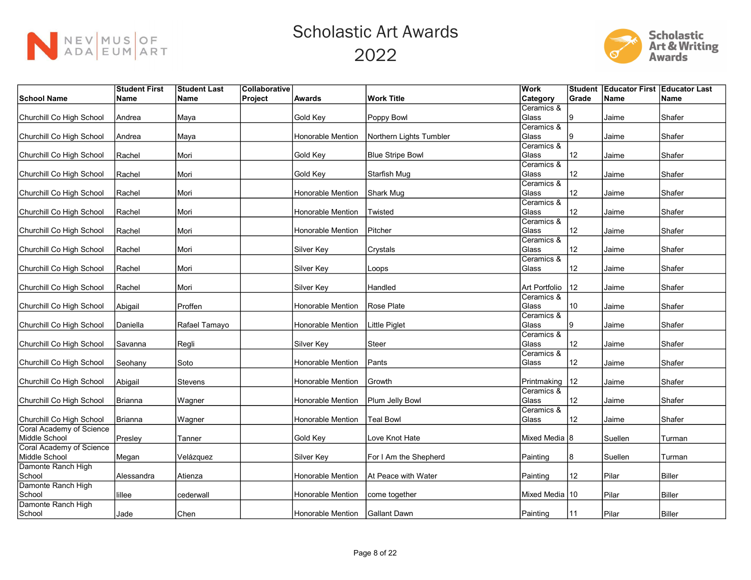# Scholastic Art Awards 2022

| School Name | Student First Name | Student Last Name | Collaborative Project | Awards | Work Title | Work Category | Student Grade | Educator First Name | Educator Last Name |
|---|---|---|---|---|---|---|---|---|---|
| Churchill Co High School | Andrea | Maya | | Gold Key | Poppy Bowl | Ceramics & Glass | 9 | Jaime | Shafer |
| Churchill Co High School | Andrea | Maya | | Honorable Mention | Northern Lights Tumbler | Ceramics & Glass | 9 | Jaime | Shafer |
| Churchill Co High School | Rachel | Mori | | Gold Key | Blue Stripe Bowl | Ceramics & Glass | 12 | Jaime | Shafer |
| Churchill Co High School | Rachel | Mori | | Gold Key | Starfish Mug | Ceramics & Glass | 12 | Jaime | Shafer |
| Churchill Co High School | Rachel | Mori | | Honorable Mention | Shark Mug | Ceramics & Glass | 12 | Jaime | Shafer |
| Churchill Co High School | Rachel | Mori | | Honorable Mention | Twisted | Ceramics & Glass | 12 | Jaime | Shafer |
| Churchill Co High School | Rachel | Mori | | Honorable Mention | Pitcher | Ceramics & Glass | 12 | Jaime | Shafer |
| Churchill Co High School | Rachel | Mori | | Silver Key | Crystals | Ceramics & Glass | 12 | Jaime | Shafer |
| Churchill Co High School | Rachel | Mori | | Silver Key | Loops | Ceramics & Glass | 12 | Jaime | Shafer |
| Churchill Co High School | Rachel | Mori | | Silver Key | Handled | Art Portfolio | 12 | Jaime | Shafer |
| Churchill Co High School | Abigail | Proffen | | Honorable Mention | Rose Plate | Ceramics & Glass | 10 | Jaime | Shafer |
| Churchill Co High School | Daniella | Rafael Tamayo | | Honorable Mention | Little Piglet | Ceramics & Glass | 9 | Jaime | Shafer |
| Churchill Co High School | Savanna | Regli | | Silver Key | Steer | Ceramics & Glass | 12 | Jaime | Shafer |
| Churchill Co High School | Seohany | Soto | | Honorable Mention | Pants | Ceramics & Glass | 12 | Jaime | Shafer |
| Churchill Co High School | Abigail | Stevens | | Honorable Mention | Growth | Printmaking | 12 | Jaime | Shafer |
| Churchill Co High School | Brianna | Wagner | | Honorable Mention | Plum Jelly Bowl | Ceramics & Glass | 12 | Jaime | Shafer |
| Churchill Co High School | Brianna | Wagner | | Honorable Mention | Teal Bowl | Ceramics & Glass | 12 | Jaime | Shafer |
| Coral Academy of Science Middle School | Presley | Tanner | | Gold Key | Love Knot Hate | Mixed Media | 8 | Suellen | Turman |
| Coral Academy of Science Middle School | Megan | Velázquez | | Silver Key | For I Am the Shepherd | Painting | 8 | Suellen | Turman |
| Damonte Ranch High School | Alessandra | Atienza | | Honorable Mention | At Peace with Water | Painting | 12 | Pilar | Biller |
| Damonte Ranch High School | lillee | cederwall | | Honorable Mention | come together | Mixed Media | 10 | Pilar | Biller |
| Damonte Ranch High School | Jade | Chen | | Honorable Mention | Gallant Dawn | Painting | 11 | Pilar | Biller |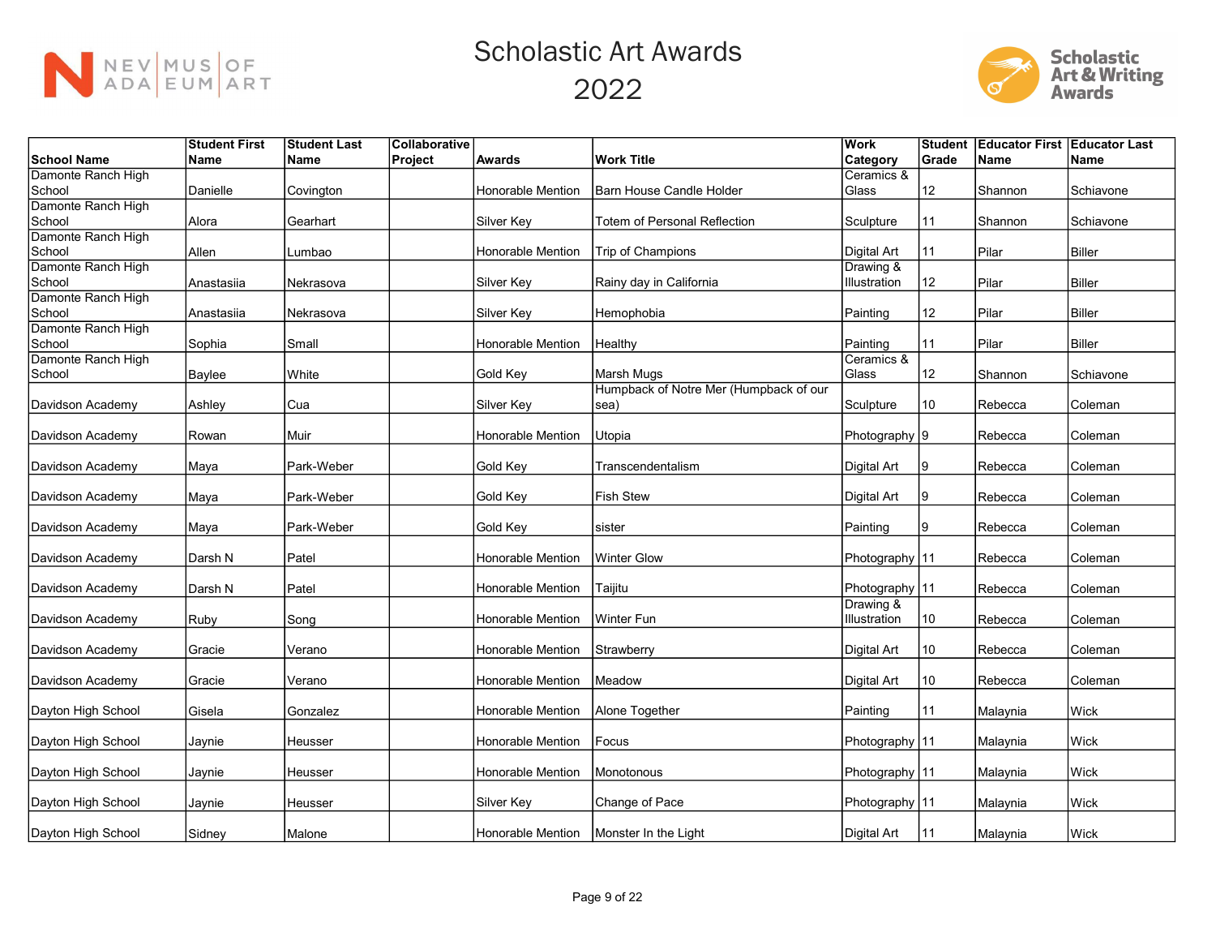# Scholastic Art Awards 2022

| School Name | Student First Name | Student Last Name | Collaborative Project | Awards | Work Title | Work Category | Student Grade | Educator First Name | Educator Last Name |
|---|---|---|---|---|---|---|---|---|---|
| Damonte Ranch High School | Danielle | Covington | | Honorable Mention | Barn House Candle Holder | Ceramics & Glass | 12 | Shannon | Schiavone |
| Damonte Ranch High School | Alora | Gearhart | | Silver Key | Totem of Personal Reflection | Sculpture | 11 | Shannon | Schiavone |
| Damonte Ranch High School | Allen | Lumbao | | Honorable Mention | Trip of Champions | Digital Art | 11 | Pilar | Biller |
| Damonte Ranch High School | Anastasiia | Nekrasova | | Silver Key | Rainy day in California | Drawing & Illustration | 12 | Pilar | Biller |
| Damonte Ranch High School | Anastasiia | Nekrasova | | Silver Key | Hemophobia | Painting | 12 | Pilar | Biller |
| Damonte Ranch High School | Sophia | Small | | Honorable Mention | Healthy | Painting | 11 | Pilar | Biller |
| Damonte Ranch High School | Baylee | White | | Gold Key | Marsh Mugs | Ceramics & Glass | 12 | Shannon | Schiavone |
| Davidson Academy | Ashley | Cua | | Silver Key | Humpback of Notre Mer (Humpback of our sea) | Sculpture | 10 | Rebecca | Coleman |
| Davidson Academy | Rowan | Muir | | Honorable Mention | Utopia | Photography | 9 | Rebecca | Coleman |
| Davidson Academy | Maya | Park-Weber | | Gold Key | Transcendentalism | Digital Art | 9 | Rebecca | Coleman |
| Davidson Academy | Maya | Park-Weber | | Gold Key | Fish Stew | Digital Art | 9 | Rebecca | Coleman |
| Davidson Academy | Maya | Park-Weber | | Gold Key | sister | Painting | 9 | Rebecca | Coleman |
| Davidson Academy | Darsh N | Patel | | Honorable Mention | Winter Glow | Photography | 11 | Rebecca | Coleman |
| Davidson Academy | Darsh N | Patel | | Honorable Mention | Taijitu | Photography | 11 | Rebecca | Coleman |
| Davidson Academy | Ruby | Song | | Honorable Mention | Winter Fun | Drawing & Illustration | 10 | Rebecca | Coleman |
| Davidson Academy | Gracie | Verano | | Honorable Mention | Strawberry | Digital Art | 10 | Rebecca | Coleman |
| Davidson Academy | Gracie | Verano | | Honorable Mention | Meadow | Digital Art | 10 | Rebecca | Coleman |
| Dayton High School | Gisela | Gonzalez | | Honorable Mention | Alone Together | Painting | 11 | Malaynia | Wick |
| Dayton High School | Jaynie | Heusser | | Honorable Mention | Focus | Photography | 11 | Malaynia | Wick |
| Dayton High School | Jaynie | Heusser | | Honorable Mention | Monotonous | Photography | 11 | Malaynia | Wick |
| Dayton High School | Jaynie | Heusser | | Silver Key | Change of Pace | Photography | 11 | Malaynia | Wick |
| Dayton High School | Sidney | Malone | | Honorable Mention | Monster In the Light | Digital Art | 11 | Malaynia | Wick |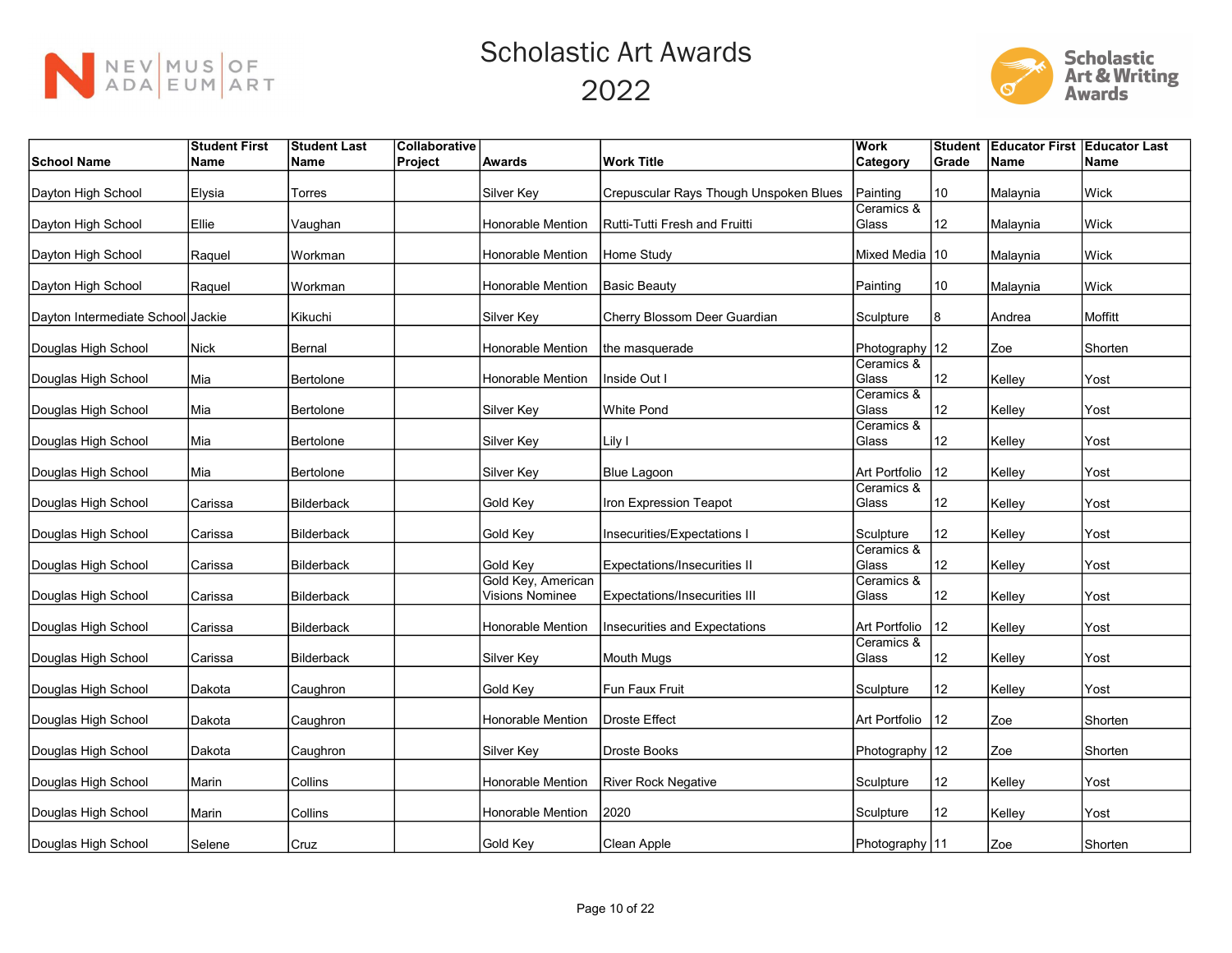# Scholastic Art Awards 2022

| School Name | Student First Name | Student Last Name | Collaborative Project | Awards | Work Title | Work Category | Student Grade | Educator First Name | Educator Last Name |
|---|---|---|---|---|---|---|---|---|---|
| Dayton High School | Elysia | Torres | | Silver Key | Crepuscular Rays Though Unspoken Blues | Painting | 10 | Malaynia | Wick |
| Dayton High School | Ellie | Vaughan | | Honorable Mention | Rutti-Tutti Fresh and Fruitti | Ceramics & Glass | 12 | Malaynia | Wick |
| Dayton High School | Raquel | Workman | | Honorable Mention | Home Study | Mixed Media | 10 | Malaynia | Wick |
| Dayton High School | Raquel | Workman | | Honorable Mention | Basic Beauty | Painting | 10 | Malaynia | Wick |
| Dayton Intermediate School | Jackie | Kikuchi | | Silver Key | Cherry Blossom Deer Guardian | Sculpture | 8 | Andrea | Moffitt |
| Douglas High School | Nick | Bernal | | Honorable Mention | the masquerade | Photography | 12 | Zoe | Shorten |
| Douglas High School | Mia | Bertolone | | Honorable Mention | Inside Out I | Ceramics & Glass | 12 | Kelley | Yost |
| Douglas High School | Mia | Bertolone | | Silver Key | White Pond | Ceramics & Glass | 12 | Kelley | Yost |
| Douglas High School | Mia | Bertolone | | Silver Key | Lily I | Ceramics & Glass | 12 | Kelley | Yost |
| Douglas High School | Mia | Bertolone | | Silver Key | Blue Lagoon | Art Portfolio | 12 | Kelley | Yost |
| Douglas High School | Carissa | Bilderback | | Gold Key | Iron Expression Teapot | Ceramics & Glass | 12 | Kelley | Yost |
| Douglas High School | Carissa | Bilderback | | Gold Key | Insecurities/Expectations I | Sculpture | 12 | Kelley | Yost |
| Douglas High School | Carissa | Bilderback | | Gold Key | Expectations/Insecurities II | Ceramics & Glass | 12 | Kelley | Yost |
| Douglas High School | Carissa | Bilderback | | Gold Key, American Visions Nominee | Expectations/Insecurities III | Ceramics & Glass | 12 | Kelley | Yost |
| Douglas High School | Carissa | Bilderback | | Honorable Mention | Insecurities and Expectations | Art Portfolio | 12 | Kelley | Yost |
| Douglas High School | Carissa | Bilderback | | Silver Key | Mouth Mugs | Ceramics & Glass | 12 | Kelley | Yost |
| Douglas High School | Dakota | Caughron | | Gold Key | Fun Faux Fruit | Sculpture | 12 | Kelley | Yost |
| Douglas High School | Dakota | Caughron | | Honorable Mention | Droste Effect | Art Portfolio | 12 | Zoe | Shorten |
| Douglas High School | Dakota | Caughron | | Silver Key | Droste Books | Photography | 12 | Zoe | Shorten |
| Douglas High School | Marin | Collins | | Honorable Mention | River Rock Negative | Sculpture | 12 | Kelley | Yost |
| Douglas High School | Marin | Collins | | Honorable Mention | 2020 | Sculpture | 12 | Kelley | Yost |
| Douglas High School | Selene | Cruz | | Gold Key | Clean Apple | Photography | 11 | Zoe | Shorten |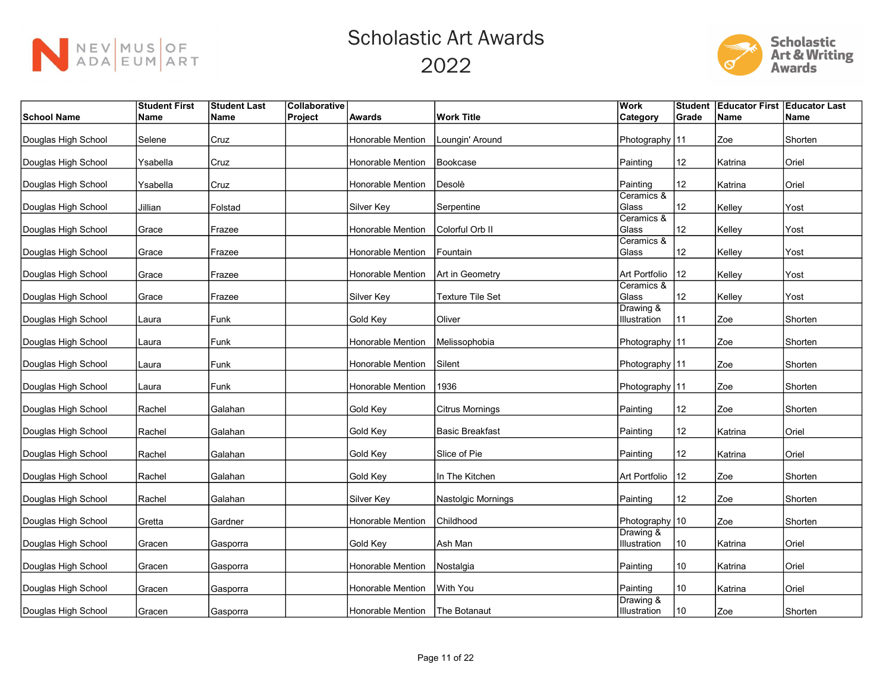# Scholastic Art Awards 2022

| School Name | Student First Name | Student Last Name | Collaborative Project | Awards | Work Title | Work Category | Student Grade | Educator First Name | Educator Last Name |
|---|---|---|---|---|---|---|---|---|---|
| Douglas High School | Selene | Cruz | | Honorable Mention | Loungin' Around | Photography | 11 | Zoe | Shorten |
| Douglas High School | Ysabella | Cruz | | Honorable Mention | Bookcase | Painting | 12 | Katrina | Oriel |
| Douglas High School | Ysabella | Cruz | | Honorable Mention | Desolè | Painting | 12 | Katrina | Oriel |
| Douglas High School | Jillian | Folstad | | Silver Key | Serpentine | Ceramics & Glass | 12 | Kelley | Yost |
| Douglas High School | Grace | Frazee | | Honorable Mention | Colorful Orb II | Ceramics & Glass | 12 | Kelley | Yost |
| Douglas High School | Grace | Frazee | | Honorable Mention | Fountain | Ceramics & Glass | 12 | Kelley | Yost |
| Douglas High School | Grace | Frazee | | Honorable Mention | Art in Geometry | Art Portfolio | 12 | Kelley | Yost |
| Douglas High School | Grace | Frazee | | Silver Key | Texture Tile Set | Ceramics & Glass | 12 | Kelley | Yost |
| Douglas High School | Laura | Funk | | Gold Key | Oliver | Drawing & Illustration | 11 | Zoe | Shorten |
| Douglas High School | Laura | Funk | | Honorable Mention | Melissophobia | Photography | 11 | Zoe | Shorten |
| Douglas High School | Laura | Funk | | Honorable Mention | Silent | Photography | 11 | Zoe | Shorten |
| Douglas High School | Laura | Funk | | Honorable Mention | 1936 | Photography | 11 | Zoe | Shorten |
| Douglas High School | Rachel | Galahan | | Gold Key | Citrus Mornings | Painting | 12 | Zoe | Shorten |
| Douglas High School | Rachel | Galahan | | Gold Key | Basic Breakfast | Painting | 12 | Katrina | Oriel |
| Douglas High School | Rachel | Galahan | | Gold Key | Slice of Pie | Painting | 12 | Katrina | Oriel |
| Douglas High School | Rachel | Galahan | | Gold Key | In The Kitchen | Art Portfolio | 12 | Zoe | Shorten |
| Douglas High School | Rachel | Galahan | | Silver Key | Nastolgic Mornings | Painting | 12 | Zoe | Shorten |
| Douglas High School | Gretta | Gardner | | Honorable Mention | Childhood | Photography | 10 | Zoe | Shorten |
| Douglas High School | Gracen | Gasporra | | Gold Key | Ash Man | Drawing & Illustration | 10 | Katrina | Oriel |
| Douglas High School | Gracen | Gasporra | | Honorable Mention | Nostalgia | Painting | 10 | Katrina | Oriel |
| Douglas High School | Gracen | Gasporra | | Honorable Mention | With You | Painting | 10 | Katrina | Oriel |
| Douglas High School | Gracen | Gasporra | | Honorable Mention | The Botanaut | Drawing & Illustration | 10 | Zoe | Shorten |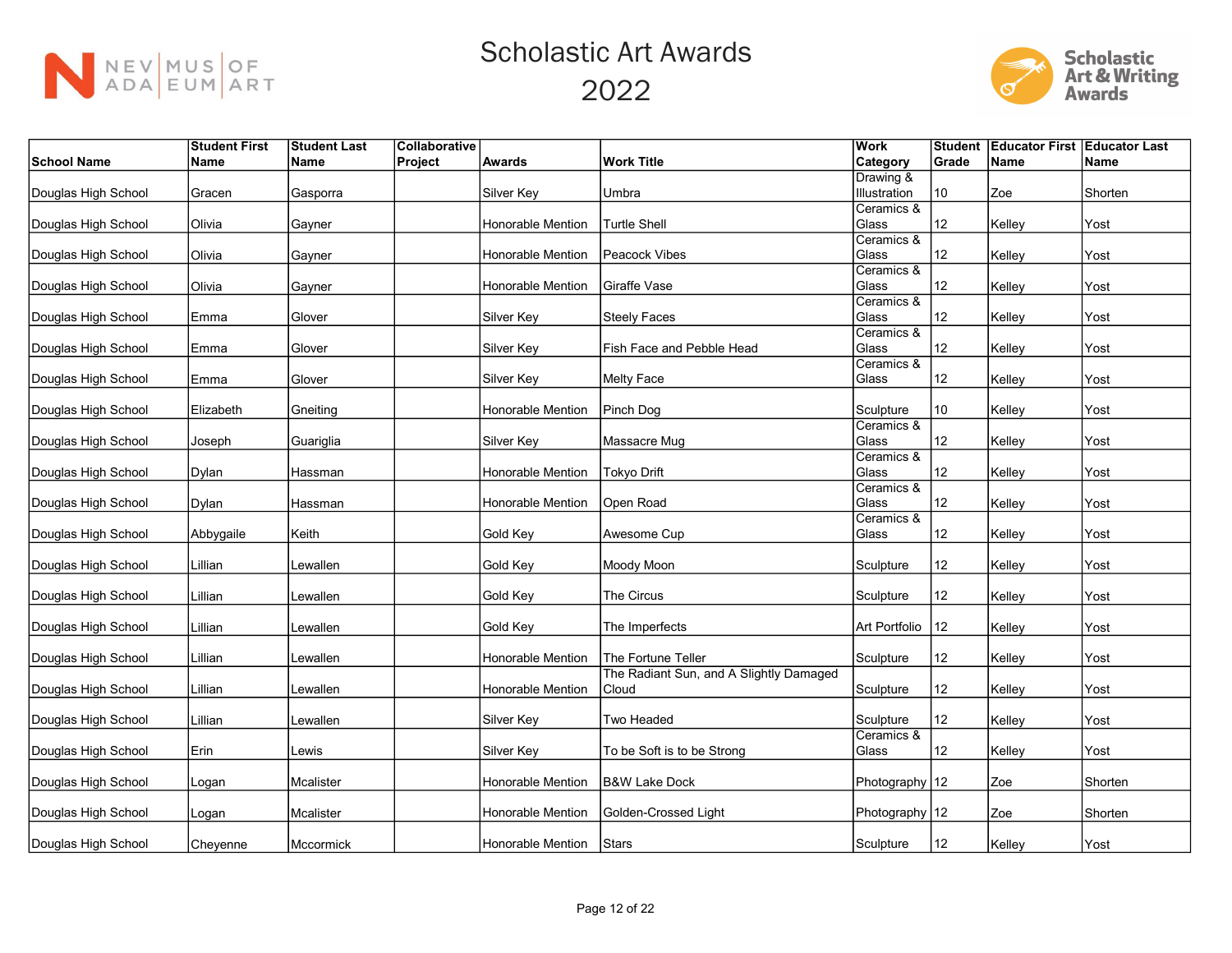# Scholastic Art Awards 2022

| School Name | Student First Name | Student Last Name | Collaborative Project | Awards | Work Title | Work Category | Student Grade | Educator First Name | Educator Last Name |
|---|---|---|---|---|---|---|---|---|---|
| Douglas High School | Gracen | Gasporra | | Silver Key | Umbra | Drawing & Illustration | 10 | Zoe | Shorten |
| Douglas High School | Olivia | Gayner | | Honorable Mention | Turtle Shell | Ceramics & Glass | 12 | Kelley | Yost |
| Douglas High School | Olivia | Gayner | | Honorable Mention | Peacock Vibes | Ceramics & Glass | 12 | Kelley | Yost |
| Douglas High School | Olivia | Gayner | | Honorable Mention | Giraffe Vase | Ceramics & Glass | 12 | Kelley | Yost |
| Douglas High School | Emma | Glover | | Silver Key | Steely Faces | Ceramics & Glass | 12 | Kelley | Yost |
| Douglas High School | Emma | Glover | | Silver Key | Fish Face and Pebble Head | Ceramics & Glass | 12 | Kelley | Yost |
| Douglas High School | Emma | Glover | | Silver Key | Melty Face | Ceramics & Glass | 12 | Kelley | Yost |
| Douglas High School | Elizabeth | Gneiting | | Honorable Mention | Pinch Dog | Sculpture | 10 | Kelley | Yost |
| Douglas High School | Joseph | Guariglia | | Silver Key | Massacre Mug | Ceramics & Glass | 12 | Kelley | Yost |
| Douglas High School | Dylan | Hassman | | Honorable Mention | Tokyo Drift | Ceramics & Glass | 12 | Kelley | Yost |
| Douglas High School | Dylan | Hassman | | Honorable Mention | Open Road | Ceramics & Glass | 12 | Kelley | Yost |
| Douglas High School | Abbygaile | Keith | | Gold Key | Awesome Cup | Ceramics & Glass | 12 | Kelley | Yost |
| Douglas High School | Lillian | Lewallen | | Gold Key | Moody Moon | Sculpture | 12 | Kelley | Yost |
| Douglas High School | Lillian | Lewallen | | Gold Key | The Circus | Sculpture | 12 | Kelley | Yost |
| Douglas High School | Lillian | Lewallen | | Gold Key | The Imperfects | Art Portfolio | 12 | Kelley | Yost |
| Douglas High School | Lillian | Lewallen | | Honorable Mention | The Fortune Teller | Sculpture | 12 | Kelley | Yost |
| Douglas High School | Lillian | Lewallen | | Honorable Mention | The Radiant Sun, and A Slightly Damaged Cloud | Sculpture | 12 | Kelley | Yost |
| Douglas High School | Lillian | Lewallen | | Silver Key | Two Headed | Sculpture | 12 | Kelley | Yost |
| Douglas High School | Erin | Lewis | | Silver Key | To be Soft is to be Strong | Ceramics & Glass | 12 | Kelley | Yost |
| Douglas High School | Logan | Mcalister | | Honorable Mention | B&W Lake Dock | Photography | 12 | Zoe | Shorten |
| Douglas High School | Logan | Mcalister | | Honorable Mention | Golden-Crossed Light | Photography | 12 | Zoe | Shorten |
| Douglas High School | Cheyenne | Mccormick | | Honorable Mention | Stars | Sculpture | 12 | Kelley | Yost |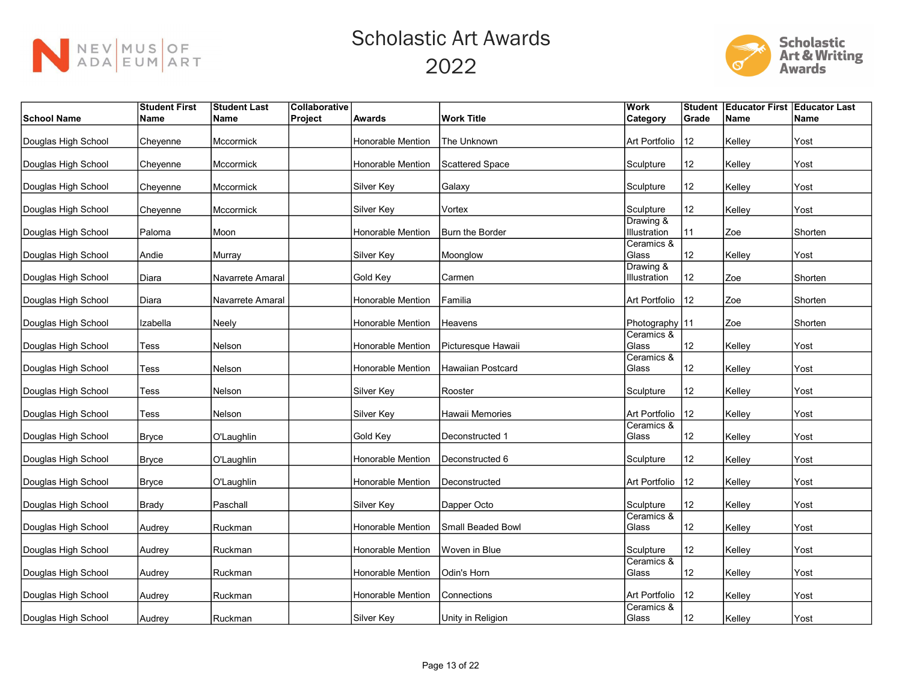# Scholastic Art Awards

# 2022

| School Name | Student First Name | Student Last Name | Collaborative Project | Awards | Work Title | Work Category | Student Grade | Educator First Name | Educator Last Name |
|---|---|---|---|---|---|---|---|---|---|
| Douglas High School | Cheyenne | Mccormick | | Honorable Mention | The Unknown | Art Portfolio | 12 | Kelley | Yost |
| Douglas High School | Cheyenne | Mccormick | | Honorable Mention | Scattered Space | Sculpture | 12 | Kelley | Yost |
| Douglas High School | Cheyenne | Mccormick | | Silver Key | Galaxy | Sculpture | 12 | Kelley | Yost |
| Douglas High School | Cheyenne | Mccormick | | Silver Key | Vortex | Sculpture | 12 | Kelley | Yost |
| Douglas High School | Paloma | Moon | | Honorable Mention | Burn the Border | Drawing & Illustration | 11 | Zoe | Shorten |
| Douglas High School | Andie | Murray | | Silver Key | Moonglow | Ceramics & Glass | 12 | Kelley | Yost |
| Douglas High School | Diara | Navarrete Amaral | | Gold Key | Carmen | Drawing & Illustration | 12 | Zoe | Shorten |
| Douglas High School | Diara | Navarrete Amaral | | Honorable Mention | Familia | Art Portfolio | 12 | Zoe | Shorten |
| Douglas High School | Izabella | Neely | | Honorable Mention | Heavens | Photography | 11 | Zoe | Shorten |
| Douglas High School | Tess | Nelson | | Honorable Mention | Picturesque Hawaii | Ceramics & Glass | 12 | Kelley | Yost |
| Douglas High School | Tess | Nelson | | Honorable Mention | Hawaiian Postcard | Ceramics & Glass | 12 | Kelley | Yost |
| Douglas High School | Tess | Nelson | | Silver Key | Rooster | Sculpture | 12 | Kelley | Yost |
| Douglas High School | Tess | Nelson | | Silver Key | Hawaii Memories | Art Portfolio | 12 | Kelley | Yost |
| Douglas High School | Bryce | O'Laughlin | | Gold Key | Deconstructed 1 | Ceramics & Glass | 12 | Kelley | Yost |
| Douglas High School | Bryce | O'Laughlin | | Honorable Mention | Deconstructed 6 | Sculpture | 12 | Kelley | Yost |
| Douglas High School | Bryce | O'Laughlin | | Honorable Mention | Deconstructed | Art Portfolio | 12 | Kelley | Yost |
| Douglas High School | Brady | Paschall | | Silver Key | Dapper Octo | Sculpture | 12 | Kelley | Yost |
| Douglas High School | Audrey | Ruckman | | Honorable Mention | Small Beaded Bowl | Ceramics & Glass | 12 | Kelley | Yost |
| Douglas High School | Audrey | Ruckman | | Honorable Mention | Woven in Blue | Sculpture | 12 | Kelley | Yost |
| Douglas High School | Audrey | Ruckman | | Honorable Mention | Odin's Horn | Ceramics & Glass | 12 | Kelley | Yost |
| Douglas High School | Audrey | Ruckman | | Honorable Mention | Connections | Art Portfolio | 12 | Kelley | Yost |
| Douglas High School | Audrey | Ruckman | | Silver Key | Unity in Religion | Ceramics & Glass | 12 | Kelley | Yost |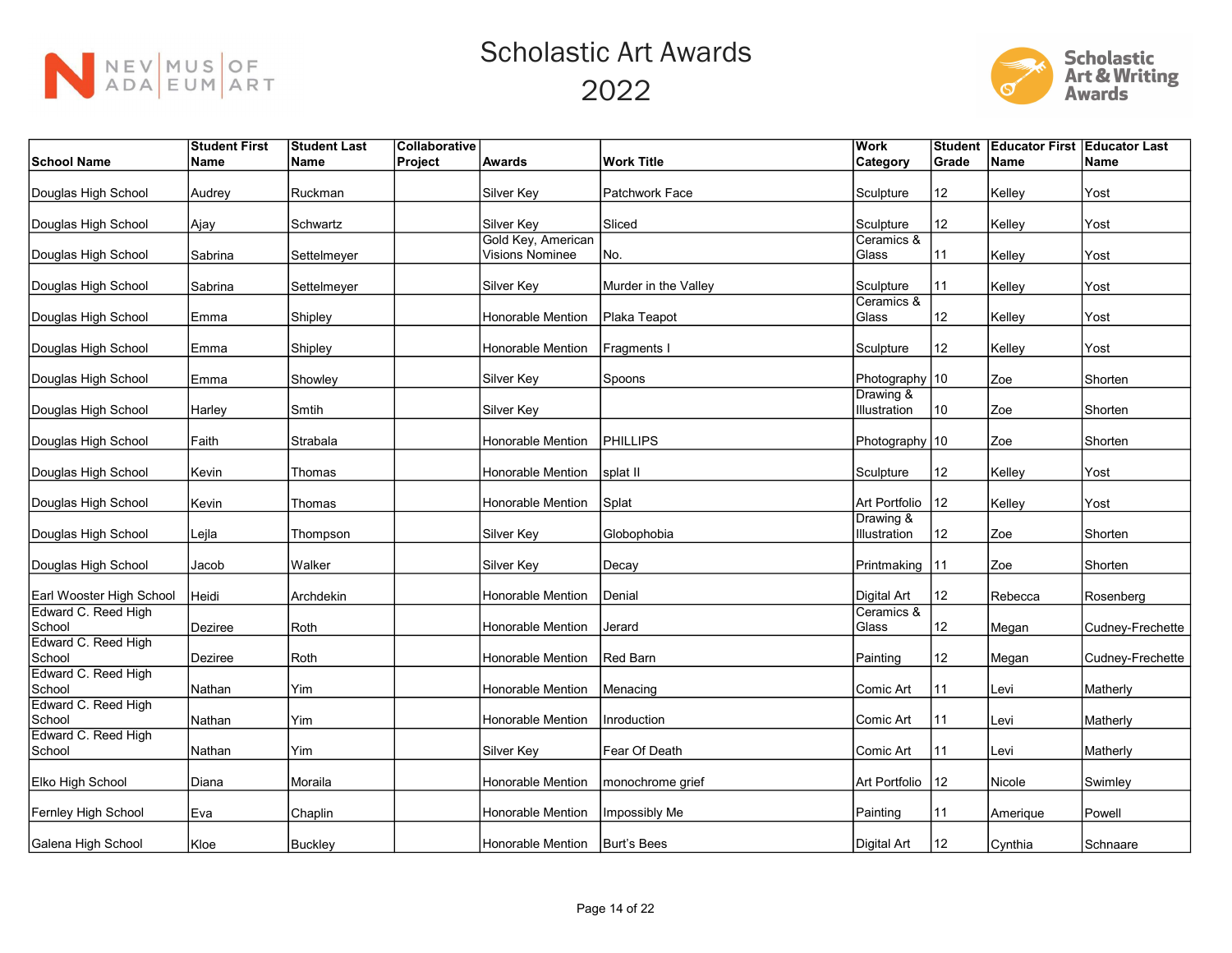# Scholastic Art Awards 2022

| School Name | Student First Name | Student Last Name | Collaborative Project | Awards | Work Title | Work Category | Student Grade | Educator First Name | Educator Last Name |
|---|---|---|---|---|---|---|---|---|---|
| Douglas High School | Audrey | Ruckman | | Silver Key | Patchwork Face | Sculpture | 12 | Kelley | Yost |
| Douglas High School | Ajay | Schwartz | | Silver Key | Sliced | Sculpture | 12 | Kelley | Yost |
| Douglas High School | Sabrina | Settelmeyer | | Gold Key, American Visions Nominee | No. | Ceramics & Glass | 11 | Kelley | Yost |
| Douglas High School | Sabrina | Settelmeyer | | Silver Key | Murder in the Valley | Sculpture | 11 | Kelley | Yost |
| Douglas High School | Emma | Shipley | | Honorable Mention | Plaka Teapot | Ceramics & Glass | 12 | Kelley | Yost |
| Douglas High School | Emma | Shipley | | Honorable Mention | Fragments I | Sculpture | 12 | Kelley | Yost |
| Douglas High School | Emma | Showley | | Silver Key | Spoons | Photography | 10 | Zoe | Shorten |
| Douglas High School | Harley | Smtih | | Silver Key | | Drawing & Illustration | 10 | Zoe | Shorten |
| Douglas High School | Faith | Strabala | | Honorable Mention | PHILLIPS | Photography | 10 | Zoe | Shorten |
| Douglas High School | Kevin | Thomas | | Honorable Mention | splat II | Sculpture | 12 | Kelley | Yost |
| Douglas High School | Kevin | Thomas | | Honorable Mention | Splat | Art Portfolio | 12 | Kelley | Yost |
| Douglas High School | Lejla | Thompson | | Silver Key | Globophobia | Drawing & Illustration | 12 | Zoe | Shorten |
| Douglas High School | Jacob | Walker | | Silver Key | Decay | Printmaking | 11 | Zoe | Shorten |
| Earl Wooster High School | Heidi | Archdekin | | Honorable Mention | Denial | Digital Art | 12 | Rebecca | Rosenberg |
| Edward C. Reed High School | Deziree | Roth | | Honorable Mention | Jerard | Ceramics & Glass | 12 | Megan | Cudney-Frechette |
| Edward C. Reed High School | Deziree | Roth | | Honorable Mention | Red Barn | Painting | 12 | Megan | Cudney-Frechette |
| Edward C. Reed High School | Nathan | Yim | | Honorable Mention | Menacing | Comic Art | 11 | Levi | Matherly |
| Edward C. Reed High School | Nathan | Yim | | Honorable Mention | Inroduction | Comic Art | 11 | Levi | Matherly |
| Edward C. Reed High School | Nathan | Yim | | Silver Key | Fear Of Death | Comic Art | 11 | Levi | Matherly |
| Elko High School | Diana | Moraila | | Honorable Mention | monochrome grief | Art Portfolio | 12 | Nicole | Swimley |
| Fernley High School | Eva | Chaplin | | Honorable Mention | Impossibly Me | Painting | 11 | Amerique | Powell |
| Galena High School | Kloe | Buckley | | Honorable Mention | Burt's Bees | Digital Art | 12 | Cynthia | Schnaare |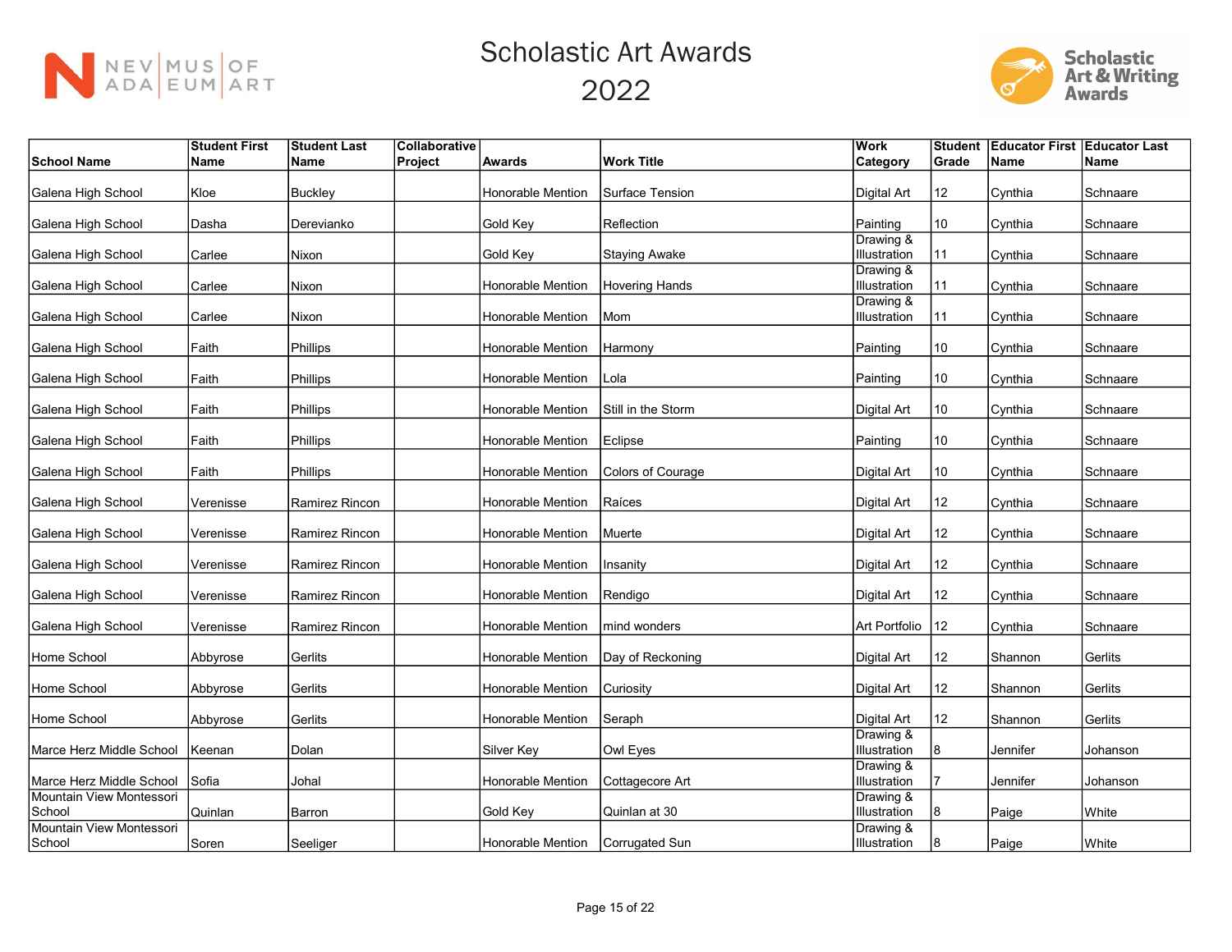# Scholastic Art Awards 2022

| School Name | Student First Name | Student Last Name | Collaborative Project | Awards | Work Title | Work Category | Student Grade | Educator First Name | Educator Last Name |
|---|---|---|---|---|---|---|---|---|---|
| Galena High School | Kloe | Buckley | | Honorable Mention | Surface Tension | Digital Art | 12 | Cynthia | Schnaare |
| Galena High School | Dasha | Derevianko | | Gold Key | Reflection | Painting | 10 | Cynthia | Schnaare |
| Galena High School | Carlee | Nixon | | Gold Key | Staying Awake | Drawing & Illustration | 11 | Cynthia | Schnaare |
| Galena High School | Carlee | Nixon | | Honorable Mention | Hovering Hands | Drawing & Illustration | 11 | Cynthia | Schnaare |
| Galena High School | Carlee | Nixon | | Honorable Mention | Mom | Drawing & Illustration | 11 | Cynthia | Schnaare |
| Galena High School | Faith | Phillips | | Honorable Mention | Harmony | Painting | 10 | Cynthia | Schnaare |
| Galena High School | Faith | Phillips | | Honorable Mention | Lola | Painting | 10 | Cynthia | Schnaare |
| Galena High School | Faith | Phillips | | Honorable Mention | Still in the Storm | Digital Art | 10 | Cynthia | Schnaare |
| Galena High School | Faith | Phillips | | Honorable Mention | Eclipse | Painting | 10 | Cynthia | Schnaare |
| Galena High School | Faith | Phillips | | Honorable Mention | Colors of Courage | Digital Art | 10 | Cynthia | Schnaare |
| Galena High School | Verenisse | Ramirez Rincon | | Honorable Mention | Raíces | Digital Art | 12 | Cynthia | Schnaare |
| Galena High School | Verenisse | Ramirez Rincon | | Honorable Mention | Muerte | Digital Art | 12 | Cynthia | Schnaare |
| Galena High School | Verenisse | Ramirez Rincon | | Honorable Mention | Insanity | Digital Art | 12 | Cynthia | Schnaare |
| Galena High School | Verenisse | Ramirez Rincon | | Honorable Mention | Rendigo | Digital Art | 12 | Cynthia | Schnaare |
| Galena High School | Verenisse | Ramirez Rincon | | Honorable Mention | mind wonders | Art Portfolio | 12 | Cynthia | Schnaare |
| Home School | Abbyrose | Gerlits | | Honorable Mention | Day of Reckoning | Digital Art | 12 | Shannon | Gerlits |
| Home School | Abbyrose | Gerlits | | Honorable Mention | Curiosity | Digital Art | 12 | Shannon | Gerlits |
| Home School | Abbyrose | Gerlits | | Honorable Mention | Seraph | Digital Art | 12 | Shannon | Gerlits |
| Marce Herz Middle School | Keenan | Dolan | | Silver Key | Owl Eyes | Drawing & Illustration | 8 | Jennifer | Johanson |
| Marce Herz Middle School | Sofia | Johal | | Honorable Mention | Cottagecore Art | Drawing & Illustration | 7 | Jennifer | Johanson |
| Mountain View Montessori School | Quinlan | Barron | | Gold Key | Quinlan at 30 | Drawing & Illustration | 8 | Paige | White |
| Mountain View Montessori School | Soren | Seeliger | | Honorable Mention | Corrugated Sun | Drawing & Illustration | 8 | Paige | White |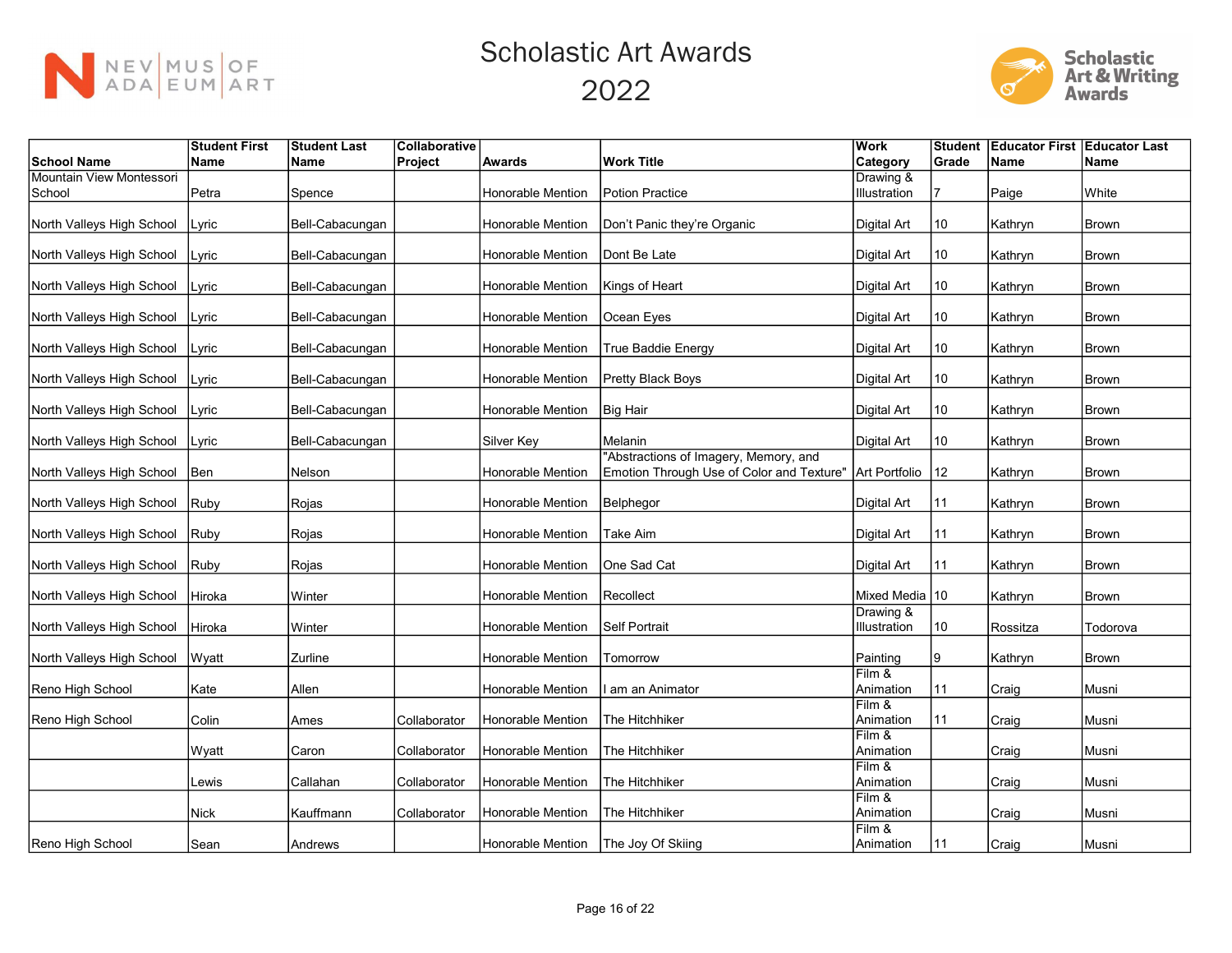# Scholastic Art Awards 2022

| School Name | Student First Name | Student Last Name | Collaborative Project | Awards | Work Title | Work Category | Student Grade | Educator First Name | Educator Last Name |
|---|---|---|---|---|---|---|---|---|---|
| Mountain View Montessori School | Petra | Spence | | Honorable Mention | Potion Practice | Drawing & Illustration | 7 | Paige | White |
| North Valleys High School | Lyric | Bell-Cabacungan | | Honorable Mention | Don't Panic they're Organic | Digital Art | 10 | Kathryn | Brown |
| North Valleys High School | Lyric | Bell-Cabacungan | | Honorable Mention | Dont Be Late | Digital Art | 10 | Kathryn | Brown |
| North Valleys High School | Lyric | Bell-Cabacungan | | Honorable Mention | Kings of Heart | Digital Art | 10 | Kathryn | Brown |
| North Valleys High School | Lyric | Bell-Cabacungan | | Honorable Mention | Ocean Eyes | Digital Art | 10 | Kathryn | Brown |
| North Valleys High School | Lyric | Bell-Cabacungan | | Honorable Mention | True Baddie Energy | Digital Art | 10 | Kathryn | Brown |
| North Valleys High School | Lyric | Bell-Cabacungan | | Honorable Mention | Pretty Black Boys | Digital Art | 10 | Kathryn | Brown |
| North Valleys High School | Lyric | Bell-Cabacungan | | Honorable Mention | Big Hair | Digital Art | 10 | Kathryn | Brown |
| North Valleys High School | Lyric | Bell-Cabacungan | | Silver Key | Melanin | Digital Art | 10 | Kathryn | Brown |
| North Valleys High School | Ben | Nelson | | Honorable Mention | "Abstractions of Imagery, Memory, and Emotion Through Use of Color and Texture" | Art Portfolio | 12 | Kathryn | Brown |
| North Valleys High School | Ruby | Rojas | | Honorable Mention | Belphegor | Digital Art | 11 | Kathryn | Brown |
| North Valleys High School | Ruby | Rojas | | Honorable Mention | Take Aim | Digital Art | 11 | Kathryn | Brown |
| North Valleys High School | Ruby | Rojas | | Honorable Mention | One Sad Cat | Digital Art | 11 | Kathryn | Brown |
| North Valleys High School | Hiroka | Winter | | Honorable Mention | Recollect | Mixed Media | 10 | Kathryn | Brown |
| North Valleys High School | Hiroka | Winter | | Honorable Mention | Self Portrait | Drawing & Illustration | 10 | Rossitza | Todorova |
| North Valleys High School | Wyatt | Zurline | | Honorable Mention | Tomorrow | Painting | 9 | Kathryn | Brown |
| Reno High School | Kate | Allen | | Honorable Mention | I am an Animator | Film & Animation | 11 | Craig | Musni |
| Reno High School | Colin | Ames | Collaborator | Honorable Mention | The Hitchhiker | Film & Animation | 11 | Craig | Musni |
| | Wyatt | Caron | Collaborator | Honorable Mention | The Hitchhiker | Film & Animation | | Craig | Musni |
| | Lewis | Callahan | Collaborator | Honorable Mention | The Hitchhiker | Film & Animation | | Craig | Musni |
| | Nick | Kauffmann | Collaborator | Honorable Mention | The Hitchhiker | Film & Animation | | Craig | Musni |
| Reno High School | Sean | Andrews | | Honorable Mention | The Joy Of Skiing | Film & Animation | 11 | Craig | Musni |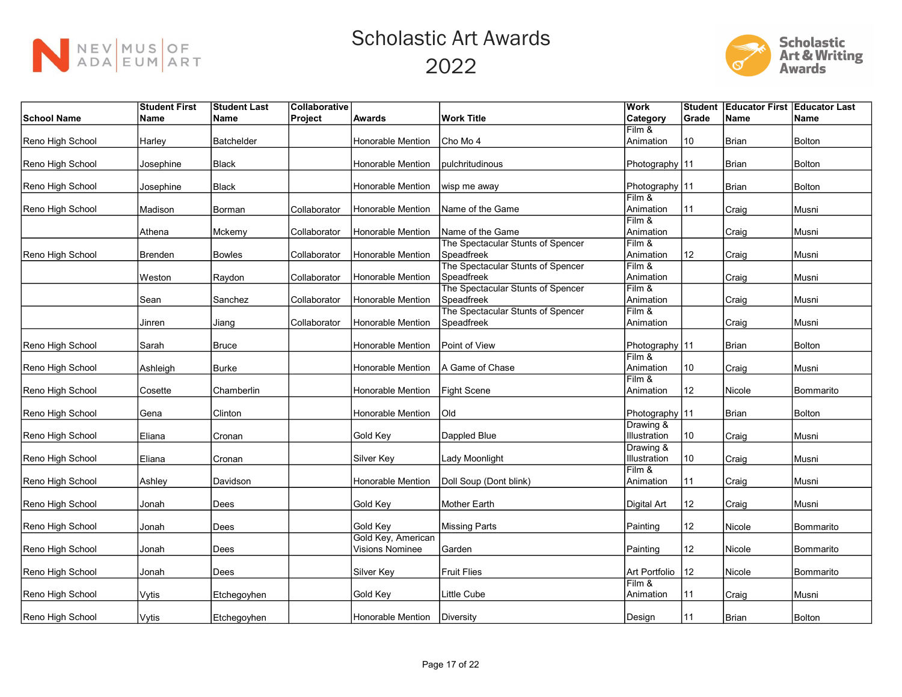# Scholastic Art Awards 2022

| School Name | Student First Name | Student Last Name | Collaborative Project | Awards | Work Title | Work Category | Student Grade | Educator First Name | Educator Last Name |
|---|---|---|---|---|---|---|---|---|---|
| Reno High School | Harley | Batchelder | | Honorable Mention | Cho Mo 4 | Film & Animation | 10 | Brian | Bolton |
| Reno High School | Josephine | Black | | Honorable Mention | pulchritudinous | Photography | 11 | Brian | Bolton |
| Reno High School | Josephine | Black | | Honorable Mention | wisp me away | Photography | 11 | Brian | Bolton |
| Reno High School | Madison | Borman | Collaborator | Honorable Mention | Name of the Game | Film & Animation | 11 | Craig | Musni |
| | Athena | Mckemy | Collaborator | Honorable Mention | Name of the Game | Film & Animation | | Craig | Musni |
| Reno High School | Brenden | Bowles | Collaborator | Honorable Mention | The Spectacular Stunts of Spencer Speadfreek | Film & Animation | 12 | Craig | Musni |
| | Weston | Raydon | Collaborator | Honorable Mention | The Spectacular Stunts of Spencer Speadfreek | Film & Animation | | Craig | Musni |
| | Sean | Sanchez | Collaborator | Honorable Mention | The Spectacular Stunts of Spencer Speadfreek | Film & Animation | | Craig | Musni |
| | Jinren | Jiang | Collaborator | Honorable Mention | The Spectacular Stunts of Spencer Speadfreek | Film & Animation | | Craig | Musni |
| Reno High School | Sarah | Bruce | | Honorable Mention | Point of View | Photography | 11 | Brian | Bolton |
| Reno High School | Ashleigh | Burke | | Honorable Mention | A Game of Chase | Film & Animation | 10 | Craig | Musni |
| Reno High School | Cosette | Chamberlin | | Honorable Mention | Fight Scene | Film & Animation | 12 | Nicole | Bommarito |
| Reno High School | Gena | Clinton | | Honorable Mention | Old | Photography | 11 | Brian | Bolton |
| Reno High School | Eliana | Cronan | | Gold Key | Dappled Blue | Drawing & Illustration | 10 | Craig | Musni |
| Reno High School | Eliana | Cronan | | Silver Key | Lady Moonlight | Drawing & Illustration | 10 | Craig | Musni |
| Reno High School | Ashley | Davidson | | Honorable Mention | Doll Soup (Dont blink) | Film & Animation | 11 | Craig | Musni |
| Reno High School | Jonah | Dees | | Gold Key | Mother Earth | Digital Art | 12 | Craig | Musni |
| Reno High School | Jonah | Dees | | Gold Key | Missing Parts | Painting | 12 | Nicole | Bommarito |
| Reno High School | Jonah | Dees | | Gold Key, American Visions Nominee | Garden | Painting | 12 | Nicole | Bommarito |
| Reno High School | Jonah | Dees | | Silver Key | Fruit Flies | Art Portfolio | 12 | Nicole | Bommarito |
| Reno High School | Vytis | Etchegoyhen | | Gold Key | Little Cube | Film & Animation | 11 | Craig | Musni |
| Reno High School | Vytis | Etchegoyhen | | Honorable Mention | Diversity | Design | 11 | Brian | Bolton |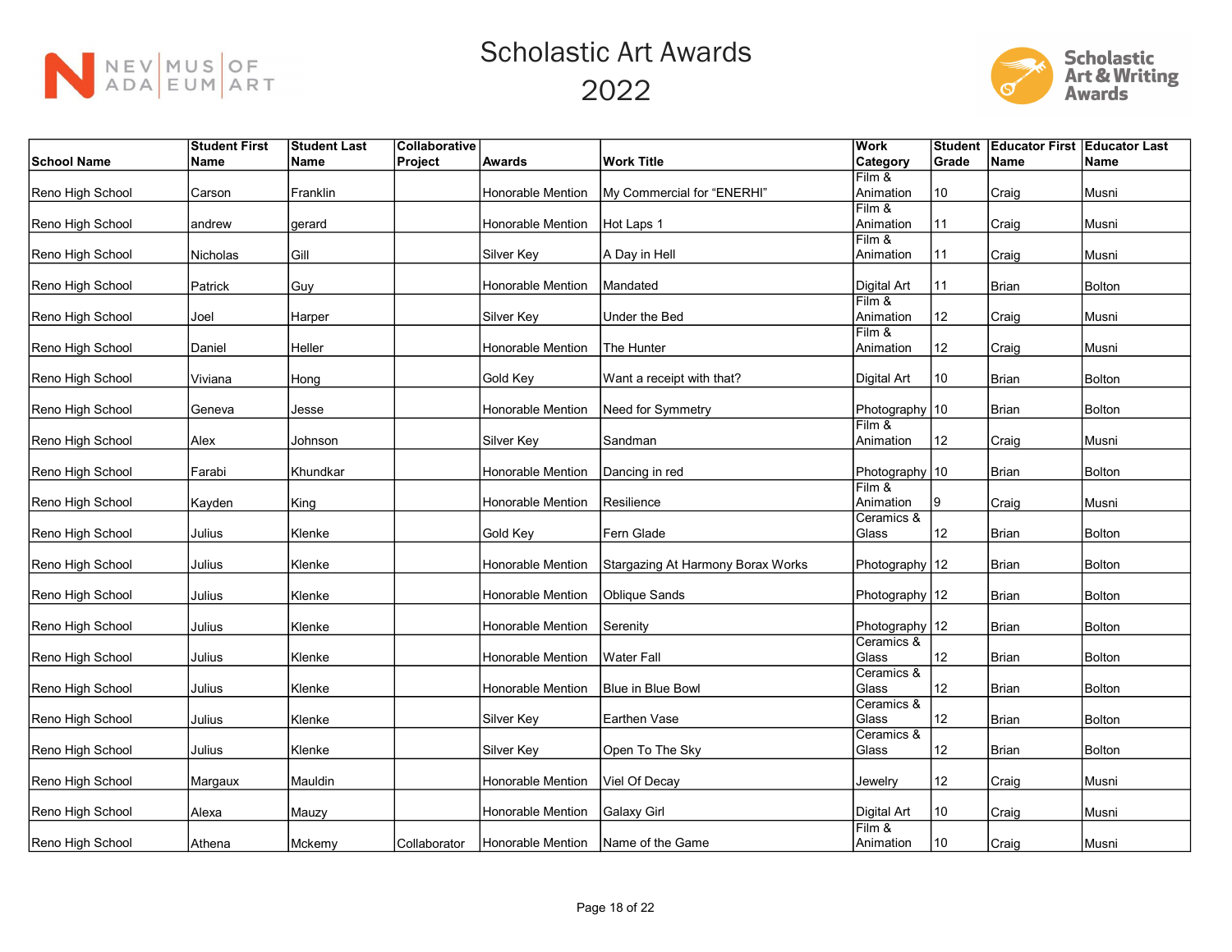# Scholastic Art Awards 2022

| School Name | Student First Name | Student Last Name | Collaborative Project | Awards | Work Title | Work Category | Student Grade | Educator First Name | Educator Last Name |
|---|---|---|---|---|---|---|---|---|---|
| Reno High School | Carson | Franklin | | Honorable Mention | My Commercial for “ENERHI” | Film & Animation | 10 | Craig | Musni |
| Reno High School | andrew | gerard | | Honorable Mention | Hot Laps 1 | Film & Animation | 11 | Craig | Musni |
| Reno High School | Nicholas | Gill | | Silver Key | A Day in Hell | Film & Animation | 11 | Craig | Musni |
| Reno High School | Patrick | Guy | | Honorable Mention | Mandated | Digital Art | 11 | Brian | Bolton |
| Reno High School | Joel | Harper | | Silver Key | Under the Bed | Film & Animation | 12 | Craig | Musni |
| Reno High School | Daniel | Heller | | Honorable Mention | The Hunter | Film & Animation | 12 | Craig | Musni |
| Reno High School | Viviana | Hong | | Gold Key | Want a receipt with that? | Digital Art | 10 | Brian | Bolton |
| Reno High School | Geneva | Jesse | | Honorable Mention | Need for Symmetry | Photography | 10 | Brian | Bolton |
| Reno High School | Alex | Johnson | | Silver Key | Sandman | Film & Animation | 12 | Craig | Musni |
| Reno High School | Farabi | Khundkar | | Honorable Mention | Dancing in red | Photography | 10 | Brian | Bolton |
| Reno High School | Kayden | King | | Honorable Mention | Resilience | Film & Animation | 9 | Craig | Musni |
| Reno High School | Julius | Klenke | | Gold Key | Fern Glade | Ceramics & Glass | 12 | Brian | Bolton |
| Reno High School | Julius | Klenke | | Honorable Mention | Stargazing At Harmony Borax Works | Photography | 12 | Brian | Bolton |
| Reno High School | Julius | Klenke | | Honorable Mention | Oblique Sands | Photography | 12 | Brian | Bolton |
| Reno High School | Julius | Klenke | | Honorable Mention | Serenity | Photography | 12 | Brian | Bolton |
| Reno High School | Julius | Klenke | | Honorable Mention | Water Fall | Ceramics & Glass | 12 | Brian | Bolton |
| Reno High School | Julius | Klenke | | Honorable Mention | Blue in Blue Bowl | Ceramics & Glass | 12 | Brian | Bolton |
| Reno High School | Julius | Klenke | | Silver Key | Earthen Vase | Ceramics & Glass | 12 | Brian | Bolton |
| Reno High School | Julius | Klenke | | Silver Key | Open To The Sky | Ceramics & Glass | 12 | Brian | Bolton |
| Reno High School | Margaux | Mauldin | | Honorable Mention | Viel Of Decay | Jewelry | 12 | Craig | Musni |
| Reno High School | Alexa | Mauzy | | Honorable Mention | Galaxy Girl | Digital Art | 10 | Craig | Musni |
| Reno High School | Athena | Mckemy | Collaborator | Honorable Mention | Name of the Game | Film & Animation | 10 | Craig | Musni |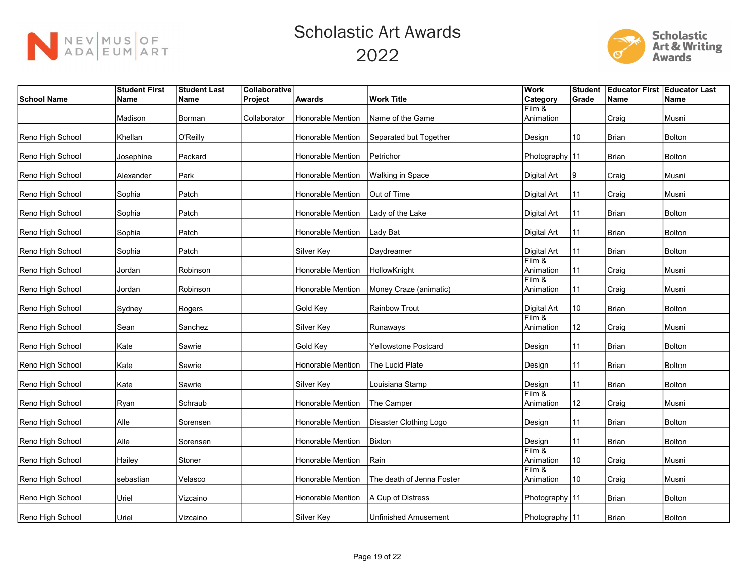# Scholastic Art Awards 2022

| School Name | Student First Name | Student Last Name | Collaborative Project | Awards | Work Title | Work Category | Student Grade | Educator First Name | Educator Last Name |
|---|---|---|---|---|---|---|---|---|---|
| | Madison | Borman | Collaborator | Honorable Mention | Name of the Game | Film & Animation | | Craig | Musni |
| Reno High School | Khellan | O'Reilly | | Honorable Mention | Separated but Together | Design | 10 | Brian | Bolton |
| Reno High School | Josephine | Packard | | Honorable Mention | Petrichor | Photography | 11 | Brian | Bolton |
| Reno High School | Alexander | Park | | Honorable Mention | Walking in Space | Digital Art | 9 | Craig | Musni |
| Reno High School | Sophia | Patch | | Honorable Mention | Out of Time | Digital Art | 11 | Craig | Musni |
| Reno High School | Sophia | Patch | | Honorable Mention | Lady of the Lake | Digital Art | 11 | Brian | Bolton |
| Reno High School | Sophia | Patch | | Honorable Mention | Lady Bat | Digital Art | 11 | Brian | Bolton |
| Reno High School | Sophia | Patch | | Silver Key | Daydreamer | Digital Art | 11 | Brian | Bolton |
| Reno High School | Jordan | Robinson | | Honorable Mention | HollowKnight | Film & Animation | 11 | Craig | Musni |
| Reno High School | Jordan | Robinson | | Honorable Mention | Money Craze (animatic) | Film & Animation | 11 | Craig | Musni |
| Reno High School | Sydney | Rogers | | Gold Key | Rainbow Trout | Digital Art | 10 | Brian | Bolton |
| Reno High School | Sean | Sanchez | | Silver Key | Runaways | Film & Animation | 12 | Craig | Musni |
| Reno High School | Kate | Sawrie | | Gold Key | Yellowstone Postcard | Design | 11 | Brian | Bolton |
| Reno High School | Kate | Sawrie | | Honorable Mention | The Lucid Plate | Design | 11 | Brian | Bolton |
| Reno High School | Kate | Sawrie | | Silver Key | Louisiana Stamp | Design | 11 | Brian | Bolton |
| Reno High School | Ryan | Schraub | | Honorable Mention | The Camper | Film & Animation | 12 | Craig | Musni |
| Reno High School | Alle | Sorensen | | Honorable Mention | Disaster Clothing Logo | Design | 11 | Brian | Bolton |
| Reno High School | Alle | Sorensen | | Honorable Mention | Bixton | Design | 11 | Brian | Bolton |
| Reno High School | Hailey | Stoner | | Honorable Mention | Rain | Film & Animation | 10 | Craig | Musni |
| Reno High School | sebastian | Velasco | | Honorable Mention | The death of Jenna Foster | Film & Animation | 10 | Craig | Musni |
| Reno High School | Uriel | Vizcaino | | Honorable Mention | A Cup of Distress | Photography | 11 | Brian | Bolton |
| Reno High School | Uriel | Vizcaino | | Silver Key | Unfinished Amusement | Photography | 11 | Brian | Bolton |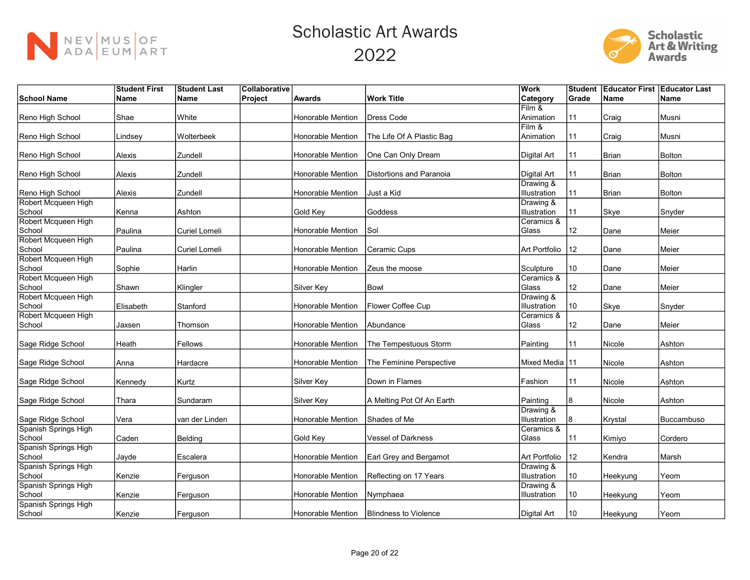# Scholastic Art Awards 2022

| School Name | Student First Name | Student Last Name | Collaborative Project | Awards | Work Title | Work Category | Student Grade | Educator First Name | Educator Last Name |
|---|---|---|---|---|---|---|---|---|---|
| Reno High School | Shae | White | | Honorable Mention | Dress Code | Film & Animation | 11 | Craig | Musni |
| Reno High School | Lindsey | Wolterbeek | | Honorable Mention | The Life Of A Plastic Bag | Film & Animation | 11 | Craig | Musni |
| Reno High School | Alexis | Zundell | | Honorable Mention | One Can Only Dream | Digital Art | 11 | Brian | Bolton |
| Reno High School | Alexis | Zundell | | Honorable Mention | Distortions and Paranoia | Digital Art | 11 | Brian | Bolton |
| Reno High School | Alexis | Zundell | | Honorable Mention | Just a Kid | Drawing & Illustration | 11 | Brian | Bolton |
| Robert Mcqueen High School | Kenna | Ashton | | Gold Key | Goddess | Drawing & Illustration | 11 | Skye | Snyder |
| Robert Mcqueen High School | Paulina | Curiel Lomeli | | Honorable Mention | Sol | Ceramics & Glass | 12 | Dane | Meier |
| Robert Mcqueen High School | Paulina | Curiel Lomeli | | Honorable Mention | Ceramic Cups | Art Portfolio | 12 | Dane | Meier |
| Robert Mcqueen High School | Sophie | Harlin | | Honorable Mention | Zeus the moose | Sculpture | 10 | Dane | Meier |
| Robert Mcqueen High School | Shawn | Klingler | | Silver Key | Bowl | Ceramics & Glass | 12 | Dane | Meier |
| Robert Mcqueen High School | Elisabeth | Stanford | | Honorable Mention | Flower Coffee Cup | Drawing & Illustration | 10 | Skye | Snyder |
| Robert Mcqueen High School | Jaxsen | Thomson | | Honorable Mention | Abundance | Ceramics & Glass | 12 | Dane | Meier |
| Sage Ridge School | Heath | Fellows | | Honorable Mention | The Tempestuous Storm | Painting | 11 | Nicole | Ashton |
| Sage Ridge School | Anna | Hardacre | | Honorable Mention | The Feminine Perspective | Mixed Media | 11 | Nicole | Ashton |
| Sage Ridge School | Kennedy | Kurtz | | Silver Key | Down in Flames | Fashion | 11 | Nicole | Ashton |
| Sage Ridge School | Thara | Sundaram | | Silver Key | A Melting Pot Of An Earth | Painting | 8 | Nicole | Ashton |
| Sage Ridge School | Vera | van der Linden | | Honorable Mention | Shades of Me | Drawing & Illustration | 8 | Krystal | Buccambuso |
| Spanish Springs High School | Caden | Belding | | Gold Key | Vessel of Darkness | Ceramics & Glass | 11 | Kimiyo | Cordero |
| Spanish Springs High School | Jayde | Escalera | | Honorable Mention | Earl Grey and Bergamot | Art Portfolio | 12 | Kendra | Marsh |
| Spanish Springs High School | Kenzie | Ferguson | | Honorable Mention | Reflecting on 17 Years | Drawing & Illustration | 10 | Heekyung | Yeom |
| Spanish Springs High School | Kenzie | Ferguson | | Honorable Mention | Nymphaea | Drawing & Illustration | 10 | Heekyung | Yeom |
| Spanish Springs High School | Kenzie | Ferguson | | Honorable Mention | Blindness to Violence | Digital Art | 10 | Heekyung | Yeom |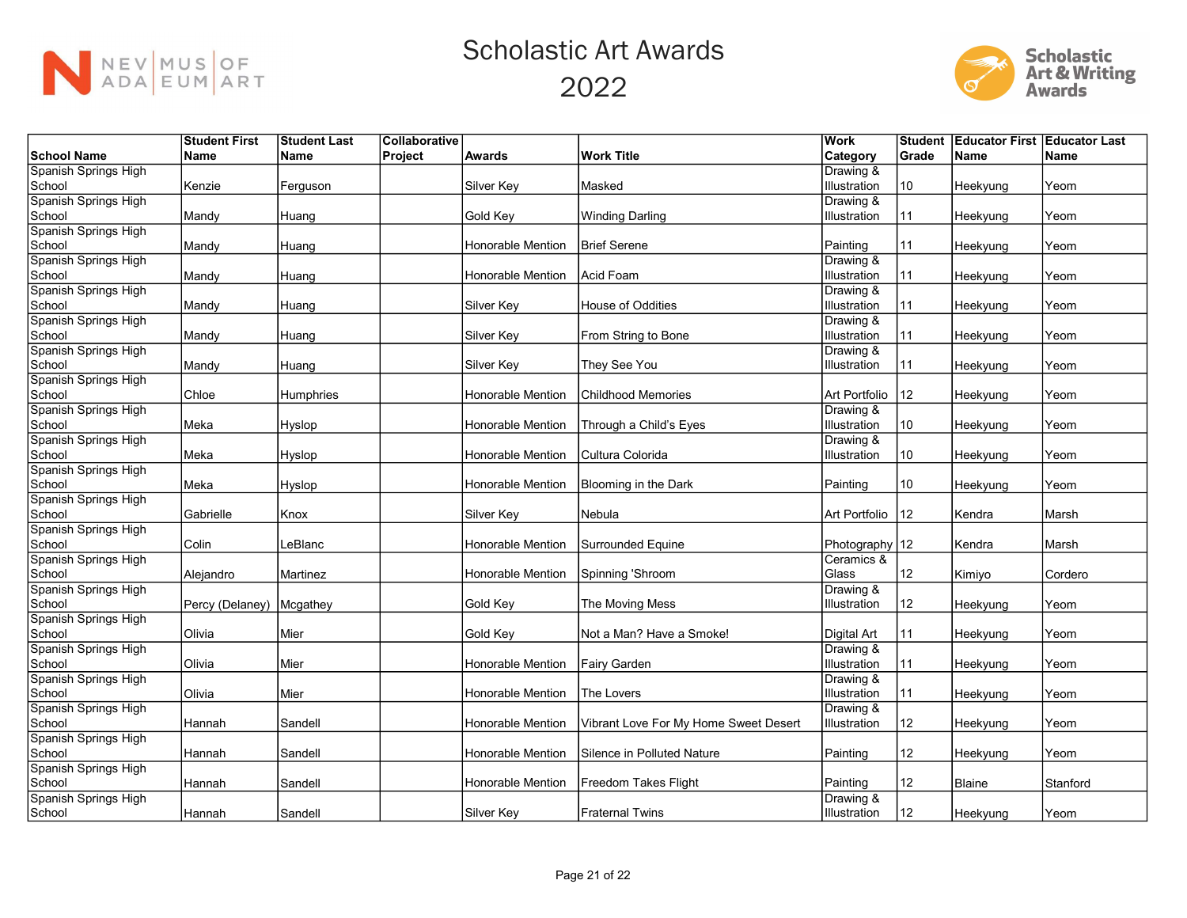# Scholastic Art Awards 2022

| School Name | Student First Name | Student Last Name | Collaborative Project | Awards | Work Title | Work Category | Student Grade | Educator First Name | Educator Last Name |
|---|---|---|---|---|---|---|---|---|---|
| Spanish Springs High School | Kenzie | Ferguson | | Silver Key | Masked | Drawing & Illustration | 10 | Heekyung | Yeom |
| Spanish Springs High School | Mandy | Huang | | Gold Key | Winding Darling | Drawing & Illustration | 11 | Heekyung | Yeom |
| Spanish Springs High School | Mandy | Huang | | Honorable Mention | Brief Serene | Painting | 11 | Heekyung | Yeom |
| Spanish Springs High School | Mandy | Huang | | Honorable Mention | Acid Foam | Drawing & Illustration | 11 | Heekyung | Yeom |
| Spanish Springs High School | Mandy | Huang | | Silver Key | House of Oddities | Drawing & Illustration | 11 | Heekyung | Yeom |
| Spanish Springs High School | Mandy | Huang | | Silver Key | From String to Bone | Drawing & Illustration | 11 | Heekyung | Yeom |
| Spanish Springs High School | Mandy | Huang | | Silver Key | They See You | Drawing & Illustration | 11 | Heekyung | Yeom |
| Spanish Springs High School | Chloe | Humphries | | Honorable Mention | Childhood Memories | Art Portfolio | 12 | Heekyung | Yeom |
| Spanish Springs High School | Meka | Hyslop | | Honorable Mention | Through a Child's Eyes | Drawing & Illustration | 10 | Heekyung | Yeom |
| Spanish Springs High School | Meka | Hyslop | | Honorable Mention | Cultura Colorida | Drawing & Illustration | 10 | Heekyung | Yeom |
| Spanish Springs High School | Meka | Hyslop | | Honorable Mention | Blooming in the Dark | Painting | 10 | Heekyung | Yeom |
| Spanish Springs High School | Gabrielle | Knox | | Silver Key | Nebula | Art Portfolio | 12 | Kendra | Marsh |
| Spanish Springs High School | Colin | LeBlanc | | Honorable Mention | Surrounded Equine | Photography | 12 | Kendra | Marsh |
| Spanish Springs High School | Alejandro | Martinez | | Honorable Mention | Spinning 'Shroom | Ceramics & Glass | 12 | Kimiyo | Cordero |
| Spanish Springs High School | Percy (Delaney) | Mcgathey | | Gold Key | The Moving Mess | Drawing & Illustration | 12 | Heekyung | Yeom |
| Spanish Springs High School | Olivia | Mier | | Gold Key | Not a Man? Have a Smoke! | Digital Art | 11 | Heekyung | Yeom |
| Spanish Springs High School | Olivia | Mier | | Honorable Mention | Fairy Garden | Drawing & Illustration | 11 | Heekyung | Yeom |
| Spanish Springs High School | Olivia | Mier | | Honorable Mention | The Lovers | Drawing & Illustration | 11 | Heekyung | Yeom |
| Spanish Springs High School | Hannah | Sandell | | Honorable Mention | Vibrant Love For My Home Sweet Desert | Drawing & Illustration | 12 | Heekyung | Yeom |
| Spanish Springs High School | Hannah | Sandell | | Honorable Mention | Silence in Polluted Nature | Painting | 12 | Heekyung | Yeom |
| Spanish Springs High School | Hannah | Sandell | | Honorable Mention | Freedom Takes Flight | Painting | 12 | Blaine | Stanford |
| Spanish Springs High School | Hannah | Sandell | | Silver Key | Fraternal Twins | Drawing & Illustration | 12 | Heekyung | Yeom |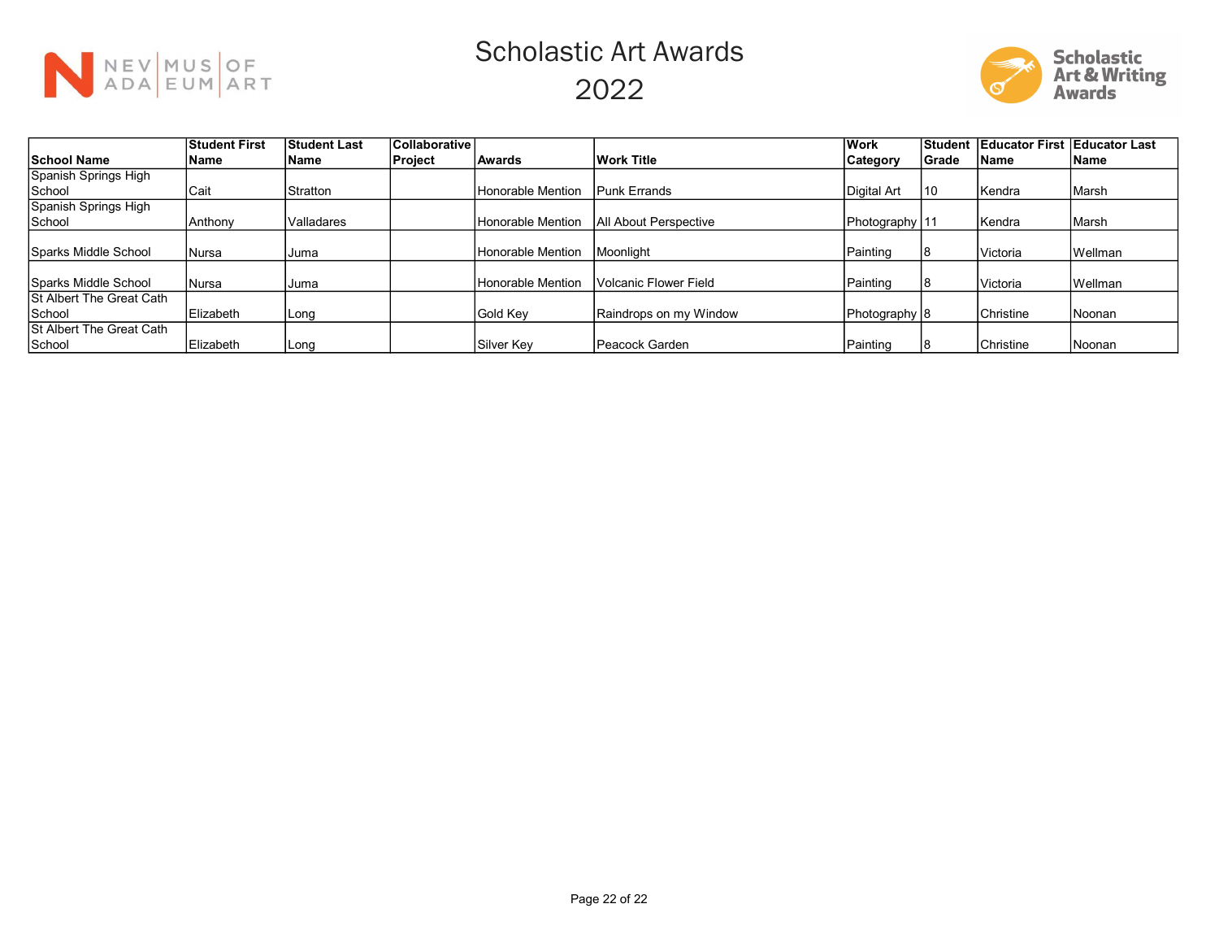# Scholastic Art Awards 2022

| School Name | Student First Name | Student Last Name | Collaborative Project | Awards | Work Title | Work Category | Student Grade | Educator First Name | Educator Last Name |
|---|---|---|---|---|---|---|---|---|---|
| Spanish Springs High School | Cait | Stratton | | Honorable Mention | Punk Errands | Digital Art | 10 | Kendra | Marsh |
| Spanish Springs High School | Anthony | Valladares | | Honorable Mention | All About Perspective | Photography | 11 | Kendra | Marsh |
| Sparks Middle School | Nursa | Juma | | Honorable Mention | Moonlight | Painting | 8 | Victoria | Wellman |
| Sparks Middle School | Nursa | Juma | | Honorable Mention | Volcanic Flower Field | Painting | 8 | Victoria | Wellman |
| St Albert The Great Cath School | Elizabeth | Long | | Gold Key | Raindrops on my Window | Photography | 8 | Christine | Noonan |
| St Albert The Great Cath School | Elizabeth | Long | | Silver Key | Peacock Garden | Painting | 8 | Christine | Noonan |